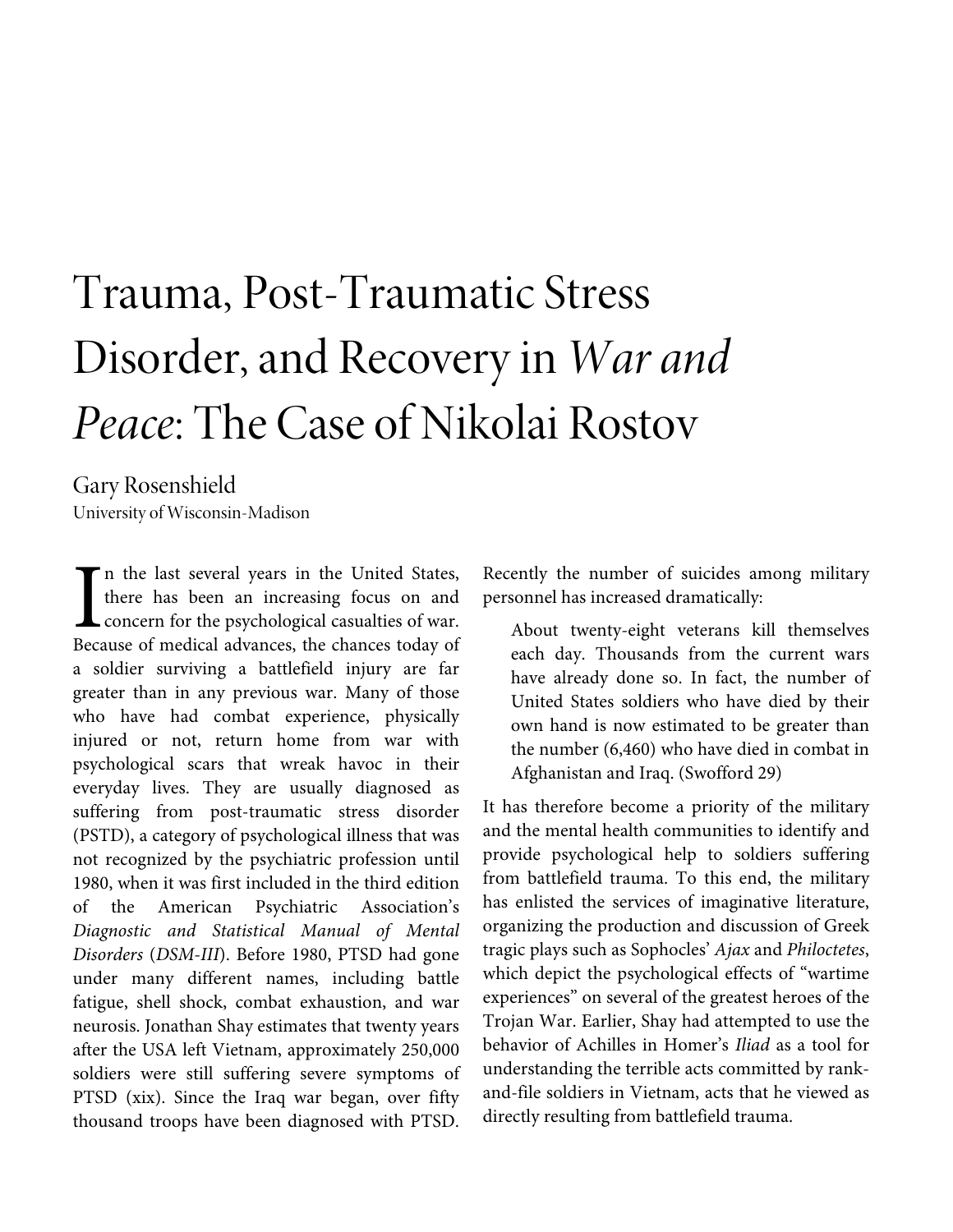# Trauma, Post-Traumatic Stress Disorder, and Recovery in *War and Peace*: The Case of Nikolai Rostov

Gary Rosenshield
University of Wisconsin-Madison

In the last several years in the United States, there has been an increasing focus on and concern for the psychological casualties of war. Because of medical advances, the chances today of a soldier surviving a battlefield injury are far greater than in any previous war. Many of those who have had combat experience, physically injured or not, return home from war with psychological scars that wreak havoc in their everyday lives. They are usually diagnosed as suffering from post-traumatic stress disorder (PSTD), a category of psychological illness that was not recognized by the psychiatric profession until 1980, when it was first included in the third edition of the American Psychiatric Association's *Diagnostic and Statistical Manual of Mental Disorders* (*DSM-III*). Before 1980, PTSD had gone under many different names, including battle fatigue, shell shock, combat exhaustion, and war neurosis. Jonathan Shay estimates that twenty years after the USA left Vietnam, approximately 250,000 soldiers were still suffering severe symptoms of PTSD (xix). Since the Iraq war began, over fifty thousand troops have been diagnosed with PTSD. Recently the number of suicides among military personnel has increased dramatically:

> About twenty-eight veterans kill themselves each day. Thousands from the current wars have already done so. In fact, the number of United States soldiers who have died by their own hand is now estimated to be greater than the number (6,460) who have died in combat in Afghanistan and Iraq. (Swofford 29)

It has therefore become a priority of the military and the mental health communities to identify and provide psychological help to soldiers suffering from battlefield trauma. To this end, the military has enlisted the services of imaginative literature, organizing the production and discussion of Greek tragic plays such as Sophocles' *Ajax* and *Philoctetes*, which depict the psychological effects of "wartime experiences" on several of the greatest heroes of the Trojan War. Earlier, Shay had attempted to use the behavior of Achilles in Homer's *Iliad* as a tool for understanding the terrible acts committed by rank-and-file soldiers in Vietnam, acts that he viewed as directly resulting from battlefield trauma.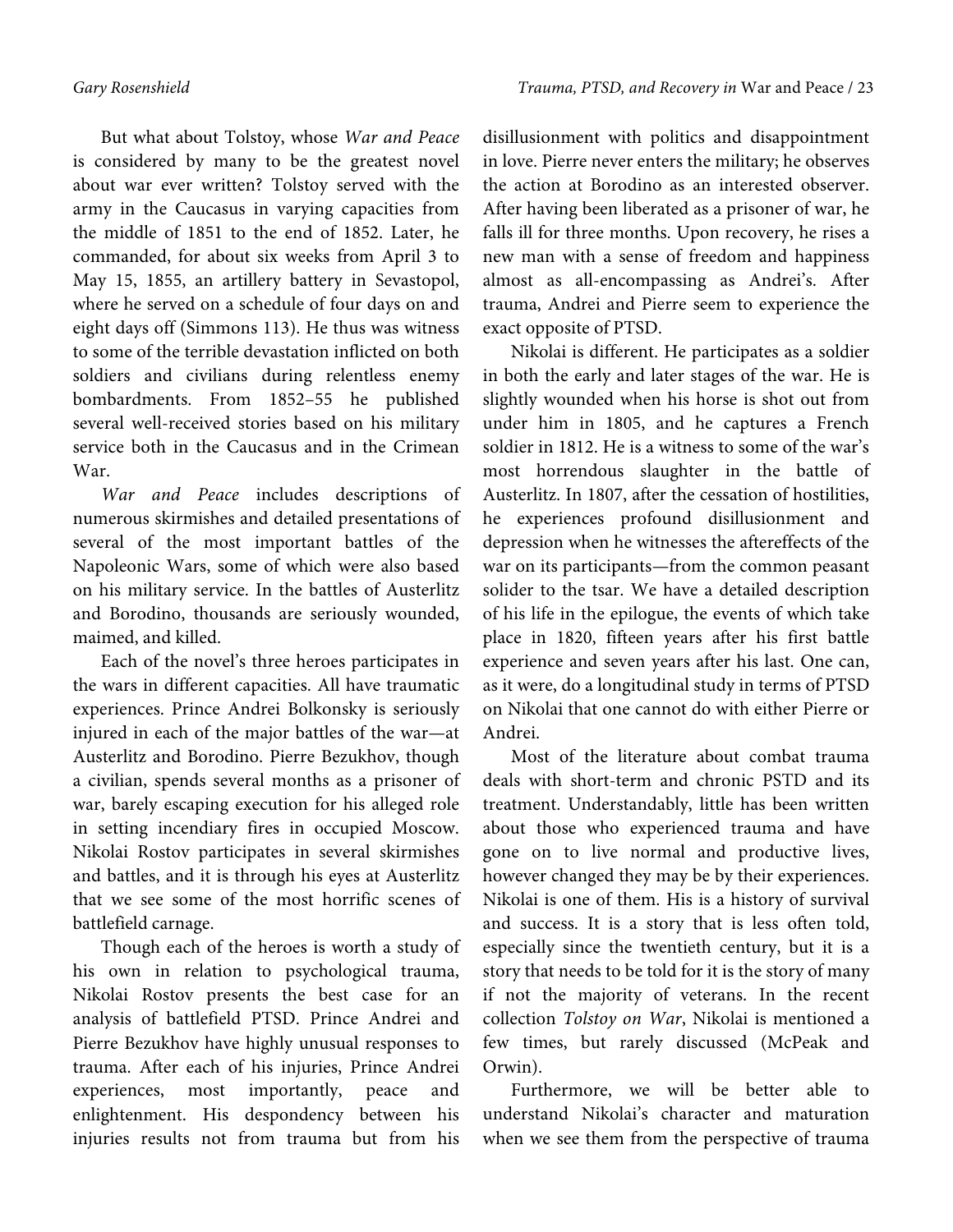But what about Tolstoy, whose *War and Peace* is considered by many to be the greatest novel about war ever written? Tolstoy served with the army in the Caucasus in varying capacities from the middle of 1851 to the end of 1852. Later, he commanded, for about six weeks from April 3 to May 15, 1855, an artillery battery in Sevastopol, where he served on a schedule of four days on and eight days off (Simmons 113). He thus was witness to some of the terrible devastation inflicted on both soldiers and civilians during relentless enemy bombardments. From 1852–55 he published several well-received stories based on his military service both in the Caucasus and in the Crimean War.

*War and Peace* includes descriptions of numerous skirmishes and detailed presentations of several of the most important battles of the Napoleonic Wars, some of which were also based on his military service. In the battles of Austerlitz and Borodino, thousands are seriously wounded, maimed, and killed.

Each of the novel's three heroes participates in the wars in different capacities. All have traumatic experiences. Prince Andrei Bolkonsky is seriously injured in each of the major battles of the war—at Austerlitz and Borodino. Pierre Bezukhov, though a civilian, spends several months as a prisoner of war, barely escaping execution for his alleged role in setting incendiary fires in occupied Moscow. Nikolai Rostov participates in several skirmishes and battles, and it is through his eyes at Austerlitz that we see some of the most horrific scenes of battlefield carnage.

Though each of the heroes is worth a study of his own in relation to psychological trauma, Nikolai Rostov presents the best case for an analysis of battlefield PTSD. Prince Andrei and Pierre Bezukhov have highly unusual responses to trauma. After each of his injuries, Prince Andrei experiences, most importantly, peace and enlightenment. His despondency between his injuries results not from trauma but from his disillusionment with politics and disappointment in love. Pierre never enters the military; he observes the action at Borodino as an interested observer. After having been liberated as a prisoner of war, he falls ill for three months. Upon recovery, he rises a new man with a sense of freedom and happiness almost as all-encompassing as Andrei's. After trauma, Andrei and Pierre seem to experience the exact opposite of PTSD.

Nikolai is different. He participates as a soldier in both the early and later stages of the war. He is slightly wounded when his horse is shot out from under him in 1805, and he captures a French soldier in 1812. He is a witness to some of the war's most horrendous slaughter in the battle of Austerlitz. In 1807, after the cessation of hostilities, he experiences profound disillusionment and depression when he witnesses the aftereffects of the war on its participants—from the common peasant solider to the tsar. We have a detailed description of his life in the epilogue, the events of which take place in 1820, fifteen years after his first battle experience and seven years after his last. One can, as it were, do a longitudinal study in terms of PTSD on Nikolai that one cannot do with either Pierre or Andrei.

Most of the literature about combat trauma deals with short-term and chronic PSTD and its treatment. Understandably, little has been written about those who experienced trauma and have gone on to live normal and productive lives, however changed they may be by their experiences. Nikolai is one of them. His is a history of survival and success. It is a story that is less often told, especially since the twentieth century, but it is a story that needs to be told for it is the story of many if not the majority of veterans. In the recent collection *Tolstoy on War*, Nikolai is mentioned a few times, but rarely discussed (McPeak and Orwin).

Furthermore, we will be better able to understand Nikolai's character and maturation when we see them from the perspective of trauma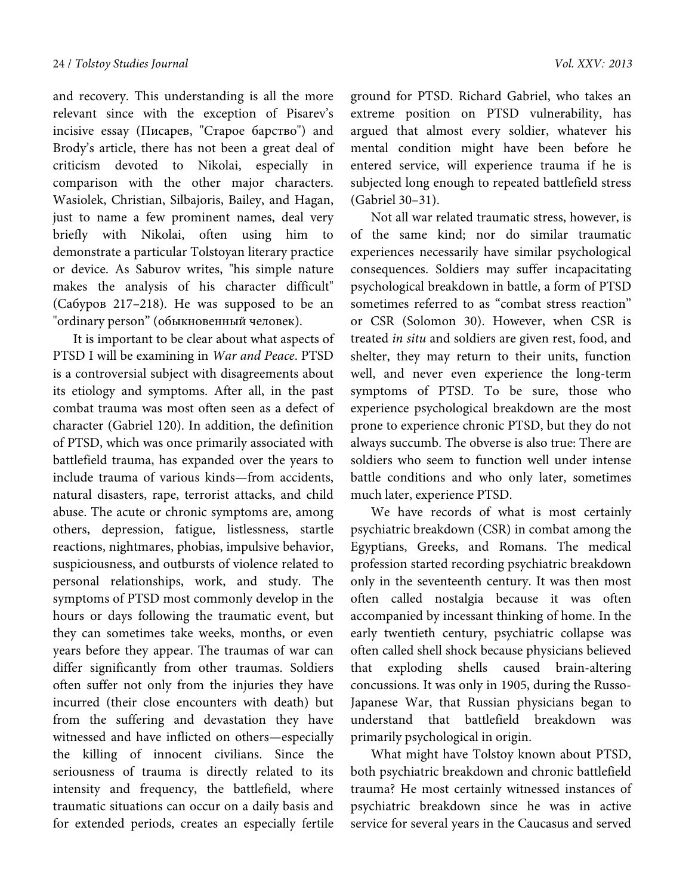and recovery. This understanding is all the more relevant since with the exception of Pisarev's incisive essay (Писарев, "Старое барство") and Brody's article, there has not been a great deal of criticism devoted to Nikolai, especially in comparison with the other major characters. Wasiolek, Christian, Silbajoris, Bailey, and Hagan, just to name a few prominent names, deal very briefly with Nikolai, often using him to demonstrate a particular Tolstoyan literary practice or device. As Saburov writes, "his simple nature makes the analysis of his character difficult" (Сабуров 217–218). He was supposed to be an "ordinary person" (обыкновенный человек).

It is important to be clear about what aspects of PTSD I will be examining in *War and Peace*. PTSD is a controversial subject with disagreements about its etiology and symptoms. After all, in the past combat trauma was most often seen as a defect of character (Gabriel 120). In addition, the definition of PTSD, which was once primarily associated with battlefield trauma, has expanded over the years to include trauma of various kinds—from accidents, natural disasters, rape, terrorist attacks, and child abuse. The acute or chronic symptoms are, among others, depression, fatigue, listlessness, startle reactions, nightmares, phobias, impulsive behavior, suspiciousness, and outbursts of violence related to personal relationships, work, and study. The symptoms of PTSD most commonly develop in the hours or days following the traumatic event, but they can sometimes take weeks, months, or even years before they appear. The traumas of war can differ significantly from other traumas. Soldiers often suffer not only from the injuries they have incurred (their close encounters with death) but from the suffering and devastation they have witnessed and have inflicted on others—especially the killing of innocent civilians. Since the seriousness of trauma is directly related to its intensity and frequency, the battlefield, where traumatic situations can occur on a daily basis and for extended periods, creates an especially fertile ground for PTSD. Richard Gabriel, who takes an extreme position on PTSD vulnerability, has argued that almost every soldier, whatever his mental condition might have been before he entered service, will experience trauma if he is subjected long enough to repeated battlefield stress (Gabriel 30–31).

Not all war related traumatic stress, however, is of the same kind; nor do similar traumatic experiences necessarily have similar psychological consequences. Soldiers may suffer incapacitating psychological breakdown in battle, a form of PTSD sometimes referred to as "combat stress reaction" or CSR (Solomon 30). However, when CSR is treated *in situ* and soldiers are given rest, food, and shelter, they may return to their units, function well, and never even experience the long-term symptoms of PTSD. To be sure, those who experience psychological breakdown are the most prone to experience chronic PTSD, but they do not always succumb. The obverse is also true: There are soldiers who seem to function well under intense battle conditions and who only later, sometimes much later, experience PTSD.

We have records of what is most certainly psychiatric breakdown (CSR) in combat among the Egyptians, Greeks, and Romans. The medical profession started recording psychiatric breakdown only in the seventeenth century. It was then most often called nostalgia because it was often accompanied by incessant thinking of home. In the early twentieth century, psychiatric collapse was often called shell shock because physicians believed that exploding shells caused brain-altering concussions. It was only in 1905, during the Russo-Japanese War, that Russian physicians began to understand that battlefield breakdown was primarily psychological in origin.

What might have Tolstoy known about PTSD, both psychiatric breakdown and chronic battlefield trauma? He most certainly witnessed instances of psychiatric breakdown since he was in active service for several years in the Caucasus and served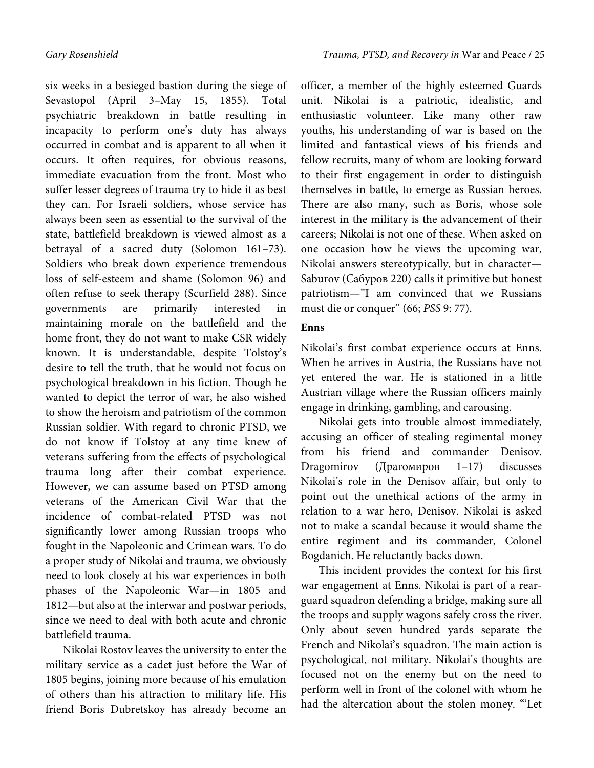six weeks in a besieged bastion during the siege of Sevastopol (April 3–May 15, 1855). Total psychiatric breakdown in battle resulting in incapacity to perform one's duty has always occurred in combat and is apparent to all when it occurs. It often requires, for obvious reasons, immediate evacuation from the front. Most who suffer lesser degrees of trauma try to hide it as best they can. For Israeli soldiers, whose service has always been seen as essential to the survival of the state, battlefield breakdown is viewed almost as a betrayal of a sacred duty (Solomon 161–73). Soldiers who break down experience tremendous loss of self-esteem and shame (Solomon 96) and often refuse to seek therapy (Scurfield 288). Since governments are primarily interested in maintaining morale on the battlefield and the home front, they do not want to make CSR widely known. It is understandable, despite Tolstoy's desire to tell the truth, that he would not focus on psychological breakdown in his fiction. Though he wanted to depict the terror of war, he also wished to show the heroism and patriotism of the common Russian soldier. With regard to chronic PTSD, we do not know if Tolstoy at any time knew of veterans suffering from the effects of psychological trauma long after their combat experience. However, we can assume based on PTSD among veterans of the American Civil War that the incidence of combat-related PTSD was not significantly lower among Russian troops who fought in the Napoleonic and Crimean wars. To do a proper study of Nikolai and trauma, we obviously need to look closely at his war experiences in both phases of the Napoleonic War—in 1805 and 1812—but also at the interwar and postwar periods, since we need to deal with both acute and chronic battlefield trauma.

Nikolai Rostov leaves the university to enter the military service as a cadet just before the War of 1805 begins, joining more because of his emulation of others than his attraction to military life. His friend Boris Dubretskoy has already become an officer, a member of the highly esteemed Guards unit. Nikolai is a patriotic, idealistic, and enthusiastic volunteer. Like many other raw youths, his understanding of war is based on the limited and fantastical views of his friends and fellow recruits, many of whom are looking forward to their first engagement in order to distinguish themselves in battle, to emerge as Russian heroes. There are also many, such as Boris, whose sole interest in the military is the advancement of their careers; Nikolai is not one of these. When asked on one occasion how he views the upcoming war, Nikolai answers stereotypically, but in character—Saburov (Сабуров 220) calls it primitive but honest patriotism—"I am convinced that we Russians must die or conquer" (66; *PSS* 9: 77).

**Enns**

Nikolai's first combat experience occurs at Enns. When he arrives in Austria, the Russians have not yet entered the war. He is stationed in a little Austrian village where the Russian officers mainly engage in drinking, gambling, and carousing.

Nikolai gets into trouble almost immediately, accusing an officer of stealing regimental money from his friend and commander Denisov. Dragomirov (Драгомиров 1–17) discusses Nikolai's role in the Denisov affair, but only to point out the unethical actions of the army in relation to a war hero, Denisov. Nikolai is asked not to make a scandal because it would shame the entire regiment and its commander, Colonel Bogdanich. He reluctantly backs down.

This incident provides the context for his first war engagement at Enns. Nikolai is part of a rear-guard squadron defending a bridge, making sure all the troops and supply wagons safely cross the river. Only about seven hundred yards separate the French and Nikolai's squadron. The main action is psychological, not military. Nikolai's thoughts are focused not on the enemy but on the need to perform well in front of the colonel with whom he had the altercation about the stolen money. "'Let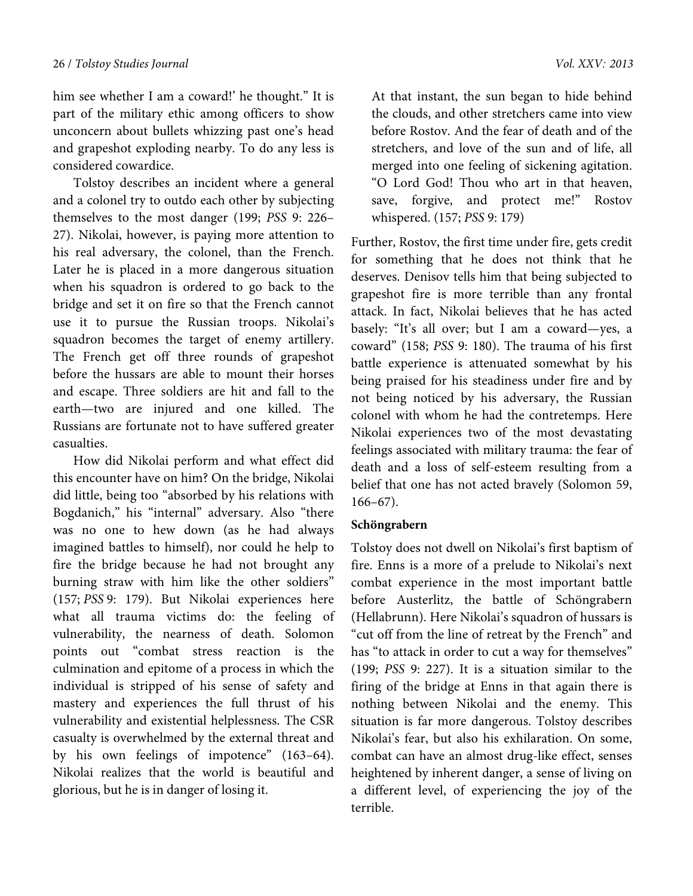him see whether I am a coward!' he thought." It is part of the military ethic among officers to show unconcern about bullets whizzing past one's head and grapeshot exploding nearby. To do any less is considered cowardice.

Tolstoy describes an incident where a general and a colonel try to outdo each other by subjecting themselves to the most danger (199; *PSS* 9: 226–27). Nikolai, however, is paying more attention to his real adversary, the colonel, than the French. Later he is placed in a more dangerous situation when his squadron is ordered to go back to the bridge and set it on fire so that the French cannot use it to pursue the Russian troops. Nikolai's squadron becomes the target of enemy artillery. The French get off three rounds of grapeshot before the hussars are able to mount their horses and escape. Three soldiers are hit and fall to the earth—two are injured and one killed. The Russians are fortunate not to have suffered greater casualties.

How did Nikolai perform and what effect did this encounter have on him? On the bridge, Nikolai did little, being too "absorbed by his relations with Bogdanich," his "internal" adversary. Also "there was no one to hew down (as he had always imagined battles to himself), nor could he help to fire the bridge because he had not brought any burning straw with him like the other soldiers" (157; *PSS* 9: 179). But Nikolai experiences here what all trauma victims do: the feeling of vulnerability, the nearness of death. Solomon points out "combat stress reaction is the culmination and epitome of a process in which the individual is stripped of his sense of safety and mastery and experiences the full thrust of his vulnerability and existential helplessness. The CSR casualty is overwhelmed by the external threat and by his own feelings of impotence" (163–64). Nikolai realizes that the world is beautiful and glorious, but he is in danger of losing it.

> At that instant, the sun began to hide behind the clouds, and other stretchers came into view before Rostov. And the fear of death and of the stretchers, and love of the sun and of life, all merged into one feeling of sickening agitation. "O Lord God! Thou who art in that heaven, save, forgive, and protect me!" Rostov whispered. (157; *PSS* 9: 179)

Further, Rostov, the first time under fire, gets credit for something that he does not think that he deserves. Denisov tells him that being subjected to grapeshot fire is more terrible than any frontal attack. In fact, Nikolai believes that he has acted basely: "It's all over; but I am a coward—yes, a coward" (158; *PSS* 9: 180). The trauma of his first battle experience is attenuated somewhat by his being praised for his steadiness under fire and by not being noticed by his adversary, the Russian colonel with whom he had the contretemps. Here Nikolai experiences two of the most devastating feelings associated with military trauma: the fear of death and a loss of self-esteem resulting from a belief that one has not acted bravely (Solomon 59, 166–67).

**Schöngrabern**

Tolstoy does not dwell on Nikolai's first baptism of fire. Enns is a more of a prelude to Nikolai's next combat experience in the most important battle before Austerlitz, the battle of Schöngrabern (Hellabrunn). Here Nikolai's squadron of hussars is "cut off from the line of retreat by the French" and has "to attack in order to cut a way for themselves" (199; *PSS* 9: 227). It is a situation similar to the firing of the bridge at Enns in that again there is nothing between Nikolai and the enemy. This situation is far more dangerous. Tolstoy describes Nikolai's fear, but also his exhilaration. On some, combat can have an almost drug-like effect, senses heightened by inherent danger, a sense of living on a different level, of experiencing the joy of the terrible.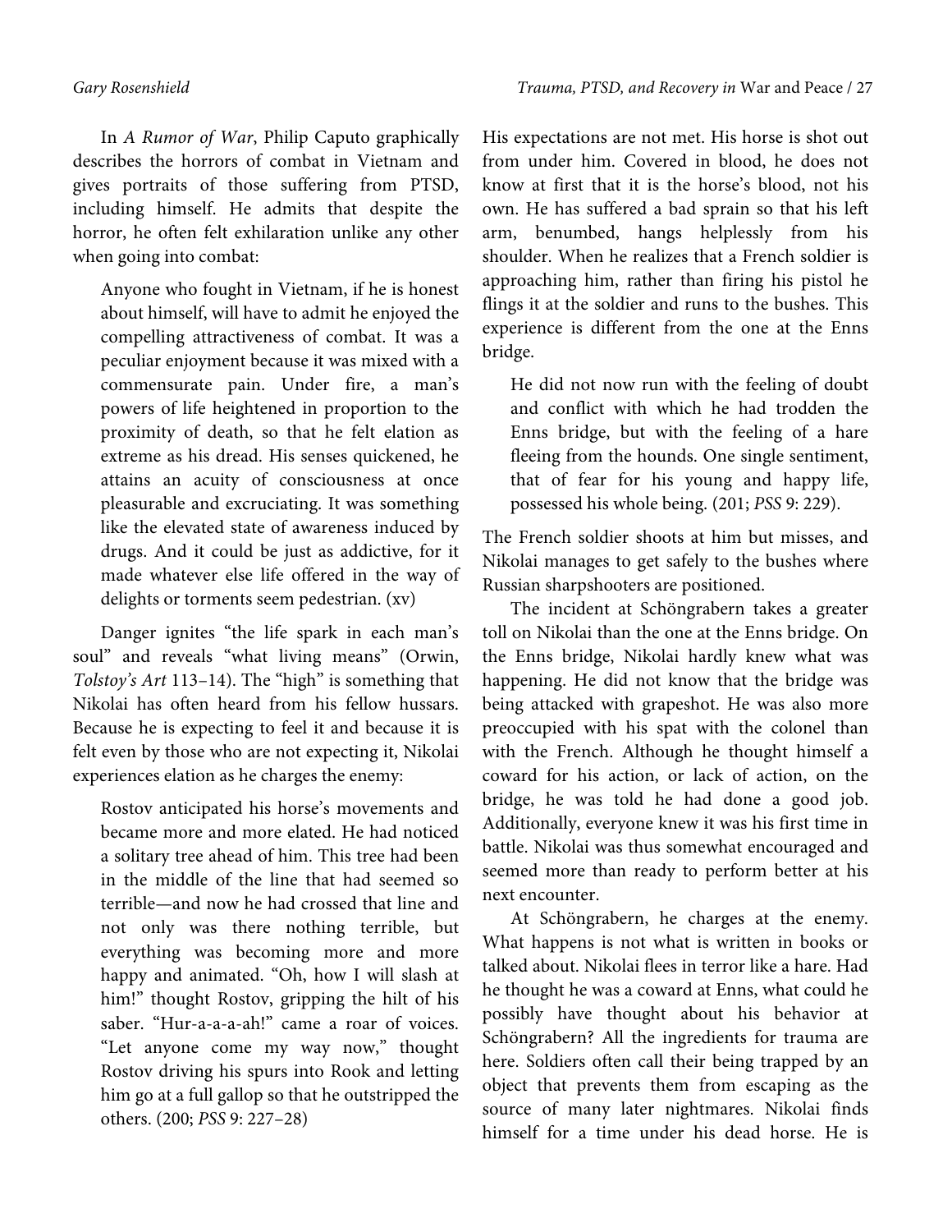In *A Rumor of War*, Philip Caputo graphically describes the horrors of combat in Vietnam and gives portraits of those suffering from PTSD, including himself. He admits that despite the horror, he often felt exhilaration unlike any other when going into combat:

> Anyone who fought in Vietnam, if he is honest about himself, will have to admit he enjoyed the compelling attractiveness of combat. It was a peculiar enjoyment because it was mixed with a commensurate pain. Under fire, a man's powers of life heightened in proportion to the proximity of death, so that he felt elation as extreme as his dread. His senses quickened, he attains an acuity of consciousness at once pleasurable and excruciating. It was something like the elevated state of awareness induced by drugs. And it could be just as addictive, for it made whatever else life offered in the way of delights or torments seem pedestrian. (xv)

Danger ignites "the life spark in each man's soul" and reveals "what living means" (Orwin, *Tolstoy's Art* 113–14). The "high" is something that Nikolai has often heard from his fellow hussars. Because he is expecting to feel it and because it is felt even by those who are not expecting it, Nikolai experiences elation as he charges the enemy:

> Rostov anticipated his horse's movements and became more and more elated. He had noticed a solitary tree ahead of him. This tree had been in the middle of the line that had seemed so terrible—and now he had crossed that line and not only was there nothing terrible, but everything was becoming more and more happy and animated. "Oh, how I will slash at him!" thought Rostov, gripping the hilt of his saber. "Hur-a-a-a-ah!" came a roar of voices. "Let anyone come my way now," thought Rostov driving his spurs into Rook and letting him go at a full gallop so that he outstripped the others. (200; *PSS* 9: 227–28)

His expectations are not met. His horse is shot out from under him. Covered in blood, he does not know at first that it is the horse's blood, not his own. He has suffered a bad sprain so that his left arm, benumbed, hangs helplessly from his shoulder. When he realizes that a French soldier is approaching him, rather than firing his pistol he flings it at the soldier and runs to the bushes. This experience is different from the one at the Enns bridge.

> He did not now run with the feeling of doubt and conflict with which he had trodden the Enns bridge, but with the feeling of a hare fleeing from the hounds. One single sentiment, that of fear for his young and happy life, possessed his whole being. (201; *PSS* 9: 229).

The French soldier shoots at him but misses, and Nikolai manages to get safely to the bushes where Russian sharpshooters are positioned.

The incident at Schöngrabern takes a greater toll on Nikolai than the one at the Enns bridge. On the Enns bridge, Nikolai hardly knew what was happening. He did not know that the bridge was being attacked with grapeshot. He was also more preoccupied with his spat with the colonel than with the French. Although he thought himself a coward for his action, or lack of action, on the bridge, he was told he had done a good job. Additionally, everyone knew it was his first time in battle. Nikolai was thus somewhat encouraged and seemed more than ready to perform better at his next encounter.

At Schöngrabern, he charges at the enemy. What happens is not what is written in books or talked about. Nikolai flees in terror like a hare. Had he thought he was a coward at Enns, what could he possibly have thought about his behavior at Schöngrabern? All the ingredients for trauma are here. Soldiers often call their being trapped by an object that prevents them from escaping as the source of many later nightmares. Nikolai finds himself for a time under his dead horse. He is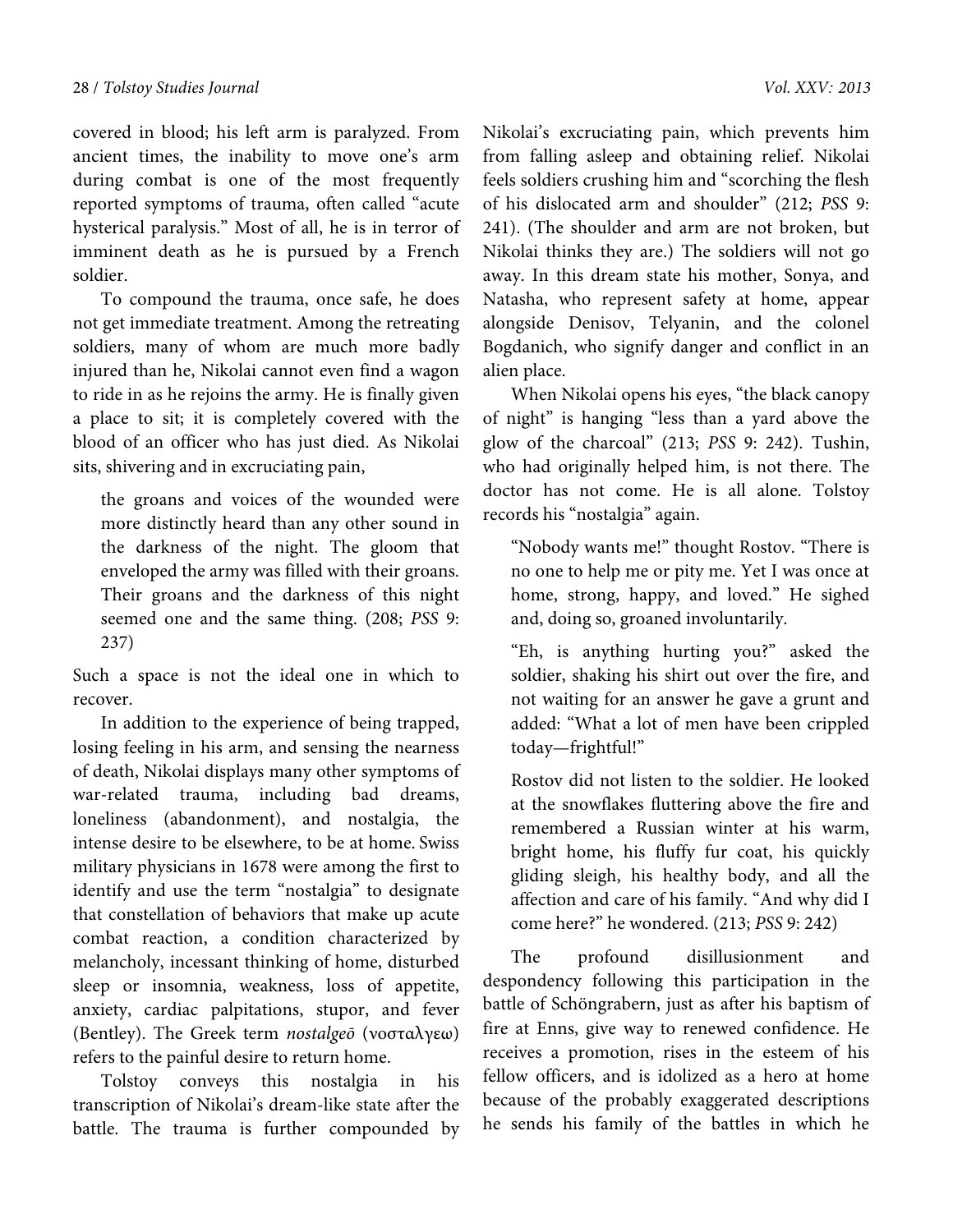covered in blood; his left arm is paralyzed. From ancient times, the inability to move one's arm during combat is one of the most frequently reported symptoms of trauma, often called "acute hysterical paralysis." Most of all, he is in terror of imminent death as he is pursued by a French soldier.

To compound the trauma, once safe, he does not get immediate treatment. Among the retreating soldiers, many of whom are much more badly injured than he, Nikolai cannot even find a wagon to ride in as he rejoins the army. He is finally given a place to sit; it is completely covered with the blood of an officer who has just died. As Nikolai sits, shivering and in excruciating pain,

> the groans and voices of the wounded were more distinctly heard than any other sound in the darkness of the night. The gloom that enveloped the army was filled with their groans. Their groans and the darkness of this night seemed one and the same thing. (208; *PSS* 9: 237)

Such a space is not the ideal one in which to recover.

In addition to the experience of being trapped, losing feeling in his arm, and sensing the nearness of death, Nikolai displays many other symptoms of war-related trauma, including bad dreams, loneliness (abandonment), and nostalgia, the intense desire to be elsewhere, to be at home. Swiss military physicians in 1678 were among the first to identify and use the term "nostalgia" to designate that constellation of behaviors that make up acute combat reaction, a condition characterized by melancholy, incessant thinking of home, disturbed sleep or insomnia, weakness, loss of appetite, anxiety, cardiac palpitations, stupor, and fever (Bentley). The Greek term *nostalgeō* (νοσταλγεω) refers to the painful desire to return home.

Tolstoy conveys this nostalgia in his transcription of Nikolai's dream-like state after the battle. The trauma is further compounded by Nikolai's excruciating pain, which prevents him from falling asleep and obtaining relief. Nikolai feels soldiers crushing him and "scorching the flesh of his dislocated arm and shoulder" (212; *PSS* 9: 241). (The shoulder and arm are not broken, but Nikolai thinks they are.) The soldiers will not go away. In this dream state his mother, Sonya, and Natasha, who represent safety at home, appear alongside Denisov, Telyanin, and the colonel Bogdanich, who signify danger and conflict in an alien place.

When Nikolai opens his eyes, "the black canopy of night" is hanging "less than a yard above the glow of the charcoal" (213; *PSS* 9: 242). Tushin, who had originally helped him, is not there. The doctor has not come. He is all alone. Tolstoy records his "nostalgia" again.

> "Nobody wants me!" thought Rostov. "There is no one to help me or pity me. Yet I was once at home, strong, happy, and loved." He sighed and, doing so, groaned involuntarily.
>
> "Eh, is anything hurting you?" asked the soldier, shaking his shirt out over the fire, and not waiting for an answer he gave a grunt and added: "What a lot of men have been crippled today—frightful!"
>
> Rostov did not listen to the soldier. He looked at the snowflakes fluttering above the fire and remembered a Russian winter at his warm, bright home, his fluffy fur coat, his quickly gliding sleigh, his healthy body, and all the affection and care of his family. "And why did I come here?" he wondered. (213; *PSS* 9: 242)

The profound disillusionment and despondency following this participation in the battle of Schöngrabern, just as after his baptism of fire at Enns, give way to renewed confidence. He receives a promotion, rises in the esteem of his fellow officers, and is idolized as a hero at home because of the probably exaggerated descriptions he sends his family of the battles in which he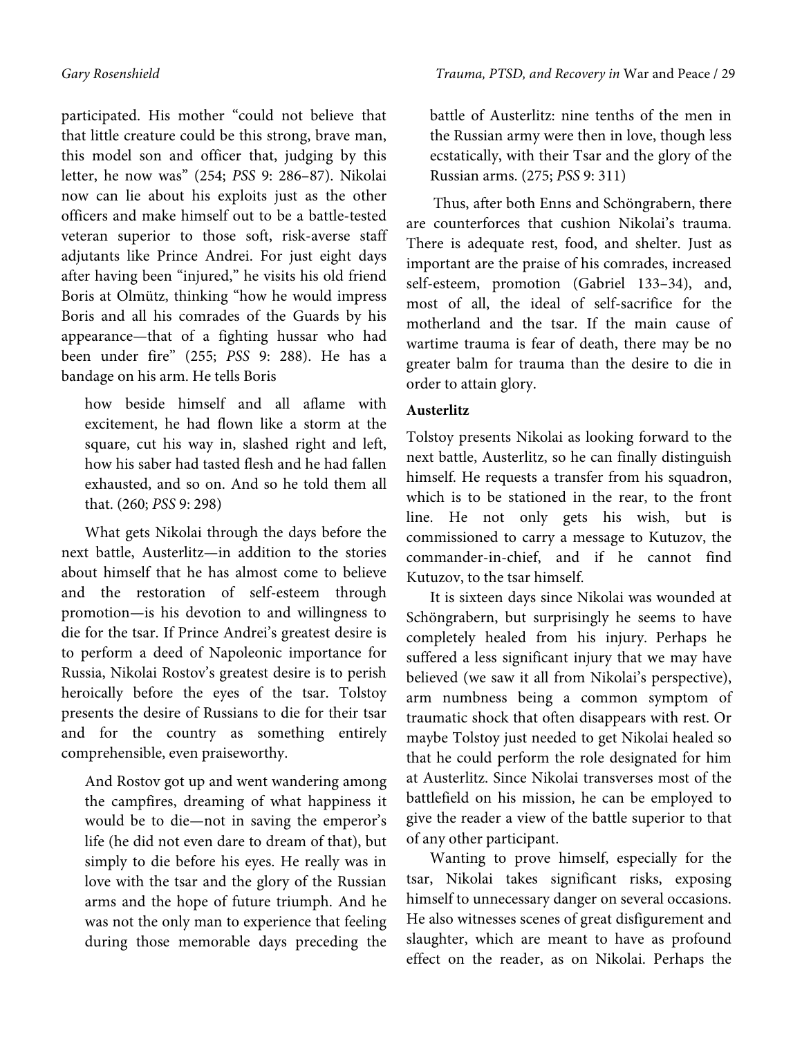participated. His mother "could not believe that that little creature could be this strong, brave man, this model son and officer that, judging by this letter, he now was" (254; *PSS* 9: 286–87). Nikolai now can lie about his exploits just as the other officers and make himself out to be a battle-tested veteran superior to those soft, risk-averse staff adjutants like Prince Andrei. For just eight days after having been "injured," he visits his old friend Boris at Olmütz, thinking "how he would impress Boris and all his comrades of the Guards by his appearance—that of a fighting hussar who had been under fire" (255; *PSS* 9: 288). He has a bandage on his arm. He tells Boris

> how beside himself and all aflame with excitement, he had flown like a storm at the square, cut his way in, slashed right and left, how his saber had tasted flesh and he had fallen exhausted, and so on. And so he told them all that. (260; *PSS* 9: 298)

What gets Nikolai through the days before the next battle, Austerlitz—in addition to the stories about himself that he has almost come to believe and the restoration of self-esteem through promotion—is his devotion to and willingness to die for the tsar. If Prince Andrei's greatest desire is to perform a deed of Napoleonic importance for Russia, Nikolai Rostov's greatest desire is to perish heroically before the eyes of the tsar. Tolstoy presents the desire of Russians to die for their tsar and for the country as something entirely comprehensible, even praiseworthy.

> And Rostov got up and went wandering among the campfires, dreaming of what happiness it would be to die—not in saving the emperor's life (he did not even dare to dream of that), but simply to die before his eyes. He really was in love with the tsar and the glory of the Russian arms and the hope of future triumph. And he was not the only man to experience that feeling during those memorable days preceding the battle of Austerlitz: nine tenths of the men in the Russian army were then in love, though less ecstatically, with their Tsar and the glory of the Russian arms. (275; *PSS* 9: 311)

Thus, after both Enns and Schöngrabern, there are counterforces that cushion Nikolai's trauma. There is adequate rest, food, and shelter. Just as important are the praise of his comrades, increased self-esteem, promotion (Gabriel 133–34), and, most of all, the ideal of self-sacrifice for the motherland and the tsar. If the main cause of wartime trauma is fear of death, there may be no greater balm for trauma than the desire to die in order to attain glory.

**Austerlitz**

Tolstoy presents Nikolai as looking forward to the next battle, Austerlitz, so he can finally distinguish himself. He requests a transfer from his squadron, which is to be stationed in the rear, to the front line. He not only gets his wish, but is commissioned to carry a message to Kutuzov, the commander-in-chief, and if he cannot find Kutuzov, to the tsar himself.

It is sixteen days since Nikolai was wounded at Schöngrabern, but surprisingly he seems to have completely healed from his injury. Perhaps he suffered a less significant injury that we may have believed (we saw it all from Nikolai's perspective), arm numbness being a common symptom of traumatic shock that often disappears with rest. Or maybe Tolstoy just needed to get Nikolai healed so that he could perform the role designated for him at Austerlitz. Since Nikolai transverses most of the battlefield on his mission, he can be employed to give the reader a view of the battle superior to that of any other participant.

Wanting to prove himself, especially for the tsar, Nikolai takes significant risks, exposing himself to unnecessary danger on several occasions. He also witnesses scenes of great disfigurement and slaughter, which are meant to have as profound effect on the reader, as on Nikolai. Perhaps the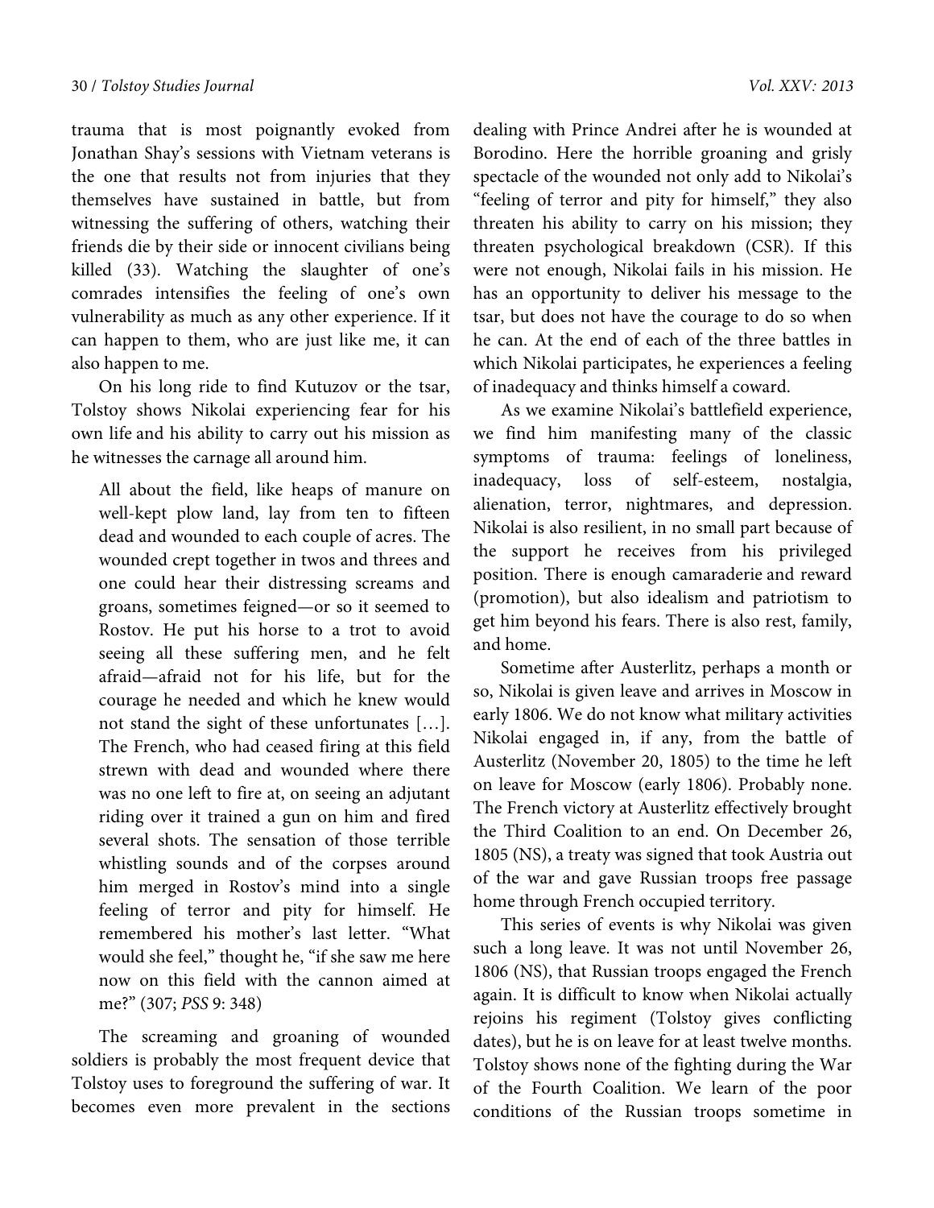trauma that is most poignantly evoked from Jonathan Shay's sessions with Vietnam veterans is the one that results not from injuries that they themselves have sustained in battle, but from witnessing the suffering of others, watching their friends die by their side or innocent civilians being killed (33). Watching the slaughter of one's comrades intensifies the feeling of one's own vulnerability as much as any other experience. If it can happen to them, who are just like me, it can also happen to me.

On his long ride to find Kutuzov or the tsar, Tolstoy shows Nikolai experiencing fear for his own life and his ability to carry out his mission as he witnesses the carnage all around him.

> All about the field, like heaps of manure on well-kept plow land, lay from ten to fifteen dead and wounded to each couple of acres. The wounded crept together in twos and threes and one could hear their distressing screams and groans, sometimes feigned—or so it seemed to Rostov. He put his horse to a trot to avoid seeing all these suffering men, and he felt afraid—afraid not for his life, but for the courage he needed and which he knew would not stand the sight of these unfortunates […]. The French, who had ceased firing at this field strewn with dead and wounded where there was no one left to fire at, on seeing an adjutant riding over it trained a gun on him and fired several shots. The sensation of those terrible whistling sounds and of the corpses around him merged in Rostov's mind into a single feeling of terror and pity for himself. He remembered his mother's last letter. "What would she feel," thought he, "if she saw me here now on this field with the cannon aimed at me?" (307; *PSS* 9: 348)

The screaming and groaning of wounded soldiers is probably the most frequent device that Tolstoy uses to foreground the suffering of war. It becomes even more prevalent in the sections dealing with Prince Andrei after he is wounded at Borodino. Here the horrible groaning and grisly spectacle of the wounded not only add to Nikolai's "feeling of terror and pity for himself," they also threaten his ability to carry on his mission; they threaten psychological breakdown (CSR). If this were not enough, Nikolai fails in his mission. He has an opportunity to deliver his message to the tsar, but does not have the courage to do so when he can. At the end of each of the three battles in which Nikolai participates, he experiences a feeling of inadequacy and thinks himself a coward.

As we examine Nikolai's battlefield experience, we find him manifesting many of the classic symptoms of trauma: feelings of loneliness, inadequacy, loss of self-esteem, nostalgia, alienation, terror, nightmares, and depression. Nikolai is also resilient, in no small part because of the support he receives from his privileged position. There is enough camaraderie and reward (promotion), but also idealism and patriotism to get him beyond his fears. There is also rest, family, and home.

Sometime after Austerlitz, perhaps a month or so, Nikolai is given leave and arrives in Moscow in early 1806. We do not know what military activities Nikolai engaged in, if any, from the battle of Austerlitz (November 20, 1805) to the time he left on leave for Moscow (early 1806). Probably none. The French victory at Austerlitz effectively brought the Third Coalition to an end. On December 26, 1805 (NS), a treaty was signed that took Austria out of the war and gave Russian troops free passage home through French occupied territory.

This series of events is why Nikolai was given such a long leave. It was not until November 26, 1806 (NS), that Russian troops engaged the French again. It is difficult to know when Nikolai actually rejoins his regiment (Tolstoy gives conflicting dates), but he is on leave for at least twelve months. Tolstoy shows none of the fighting during the War of the Fourth Coalition. We learn of the poor conditions of the Russian troops sometime in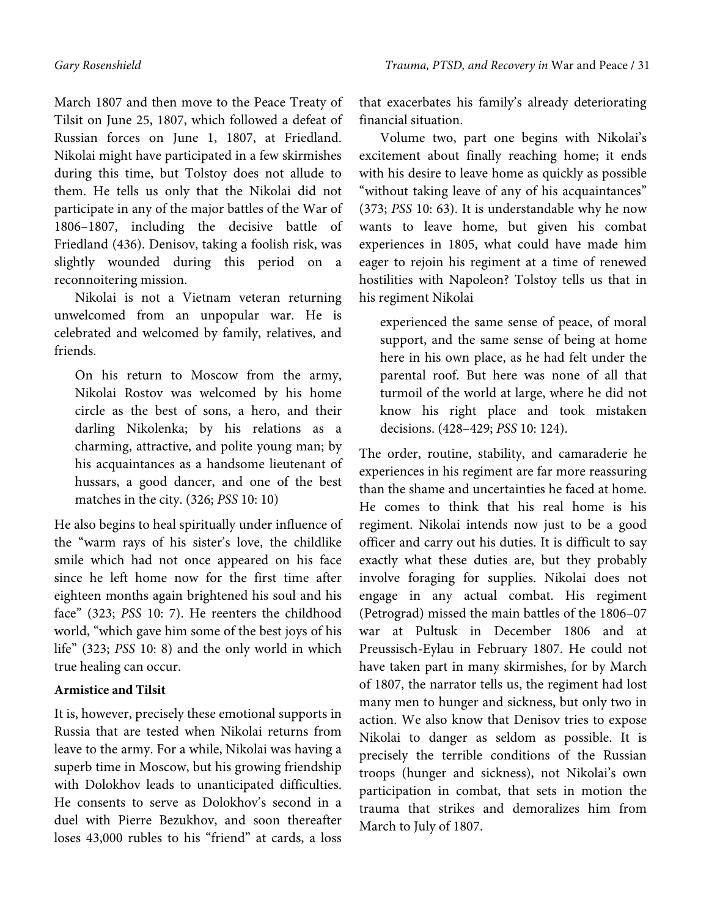March 1807 and then move to the Peace Treaty of Tilsit on June 25, 1807, which followed a defeat of Russian forces on June 1, 1807, at Friedland. Nikolai might have participated in a few skirmishes during this time, but Tolstoy does not allude to them. He tells us only that the Nikolai did not participate in any of the major battles of the War of 1806–1807, including the decisive battle of Friedland (436). Denisov, taking a foolish risk, was slightly wounded during this period on a reconnoitering mission.

Nikolai is not a Vietnam veteran returning unwelcomed from an unpopular war. He is celebrated and welcomed by family, relatives, and friends.

> On his return to Moscow from the army, Nikolai Rostov was welcomed by his home circle as the best of sons, a hero, and their darling Nikolenka; by his relations as a charming, attractive, and polite young man; by his acquaintances as a handsome lieutenant of hussars, a good dancer, and one of the best matches in the city. (326; *PSS* 10: 10)

He also begins to heal spiritually under influence of the "warm rays of his sister's love, the childlike smile which had not once appeared on his face since he left home now for the first time after eighteen months again brightened his soul and his face" (323; *PSS* 10: 7). He reenters the childhood world, "which gave him some of the best joys of his life" (323; *PSS* 10: 8) and the only world in which true healing can occur.

**Armistice and Tilsit**

It is, however, precisely these emotional supports in Russia that are tested when Nikolai returns from leave to the army. For a while, Nikolai was having a superb time in Moscow, but his growing friendship with Dolokhov leads to unanticipated difficulties. He consents to serve as Dolokhov's second in a duel with Pierre Bezukhov, and soon thereafter loses 43,000 rubles to his "friend" at cards, a loss that exacerbates his family's already deteriorating financial situation.

Volume two, part one begins with Nikolai's excitement about finally reaching home; it ends with his desire to leave home as quickly as possible "without taking leave of any of his acquaintances" (373; *PSS* 10: 63). It is understandable why he now wants to leave home, but given his combat experiences in 1805, what could have made him eager to rejoin his regiment at a time of renewed hostilities with Napoleon? Tolstoy tells us that in his regiment Nikolai

> experienced the same sense of peace, of moral support, and the same sense of being at home here in his own place, as he had felt under the parental roof. But here was none of all that turmoil of the world at large, where he did not know his right place and took mistaken decisions. (428–429; *PSS* 10: 124).

The order, routine, stability, and camaraderie he experiences in his regiment are far more reassuring than the shame and uncertainties he faced at home. He comes to think that his real home is his regiment. Nikolai intends now just to be a good officer and carry out his duties. It is difficult to say exactly what these duties are, but they probably involve foraging for supplies. Nikolai does not engage in any actual combat. His regiment (Petrograd) missed the main battles of the 1806–07 war at Pultusk in December 1806 and at Preussisch-Eylau in February 1807. He could not have taken part in many skirmishes, for by March of 1807, the narrator tells us, the regiment had lost many men to hunger and sickness, but only two in action. We also know that Denisov tries to expose Nikolai to danger as seldom as possible. It is precisely the terrible conditions of the Russian troops (hunger and sickness), not Nikolai's own participation in combat, that sets in motion the trauma that strikes and demoralizes him from March to July of 1807.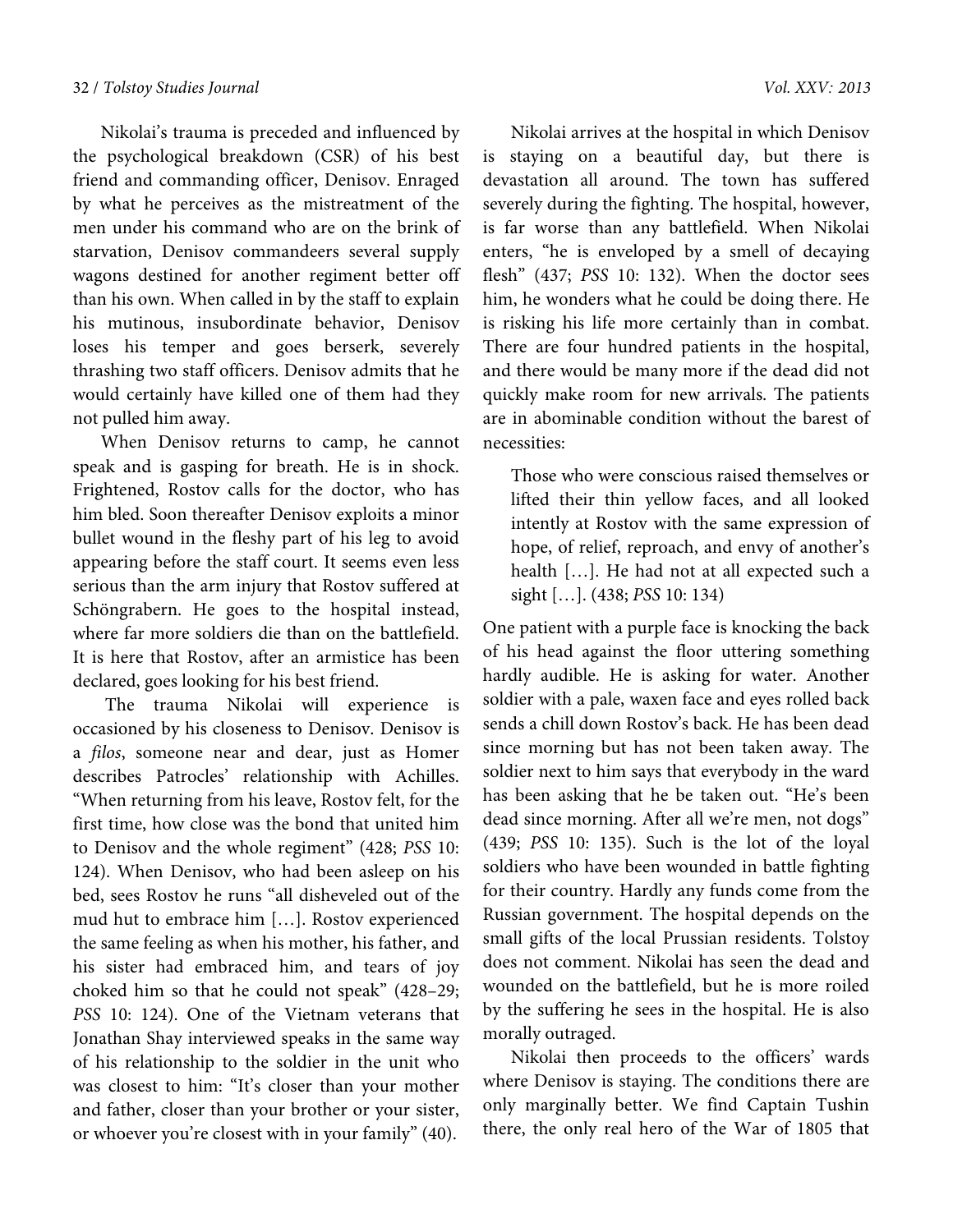Nikolai's trauma is preceded and influenced by the psychological breakdown (CSR) of his best friend and commanding officer, Denisov. Enraged by what he perceives as the mistreatment of the men under his command who are on the brink of starvation, Denisov commandeers several supply wagons destined for another regiment better off than his own. When called in by the staff to explain his mutinous, insubordinate behavior, Denisov loses his temper and goes berserk, severely thrashing two staff officers. Denisov admits that he would certainly have killed one of them had they not pulled him away.

When Denisov returns to camp, he cannot speak and is gasping for breath. He is in shock. Frightened, Rostov calls for the doctor, who has him bled. Soon thereafter Denisov exploits a minor bullet wound in the fleshy part of his leg to avoid appearing before the staff court. It seems even less serious than the arm injury that Rostov suffered at Schöngrabern. He goes to the hospital instead, where far more soldiers die than on the battlefield. It is here that Rostov, after an armistice has been declared, goes looking for his best friend.

The trauma Nikolai will experience is occasioned by his closeness to Denisov. Denisov is a *filos*, someone near and dear, just as Homer describes Patrocles' relationship with Achilles. "When returning from his leave, Rostov felt, for the first time, how close was the bond that united him to Denisov and the whole regiment" (428; *PSS* 10: 124). When Denisov, who had been asleep on his bed, sees Rostov he runs "all disheveled out of the mud hut to embrace him […]. Rostov experienced the same feeling as when his mother, his father, and his sister had embraced him, and tears of joy choked him so that he could not speak" (428–29; *PSS* 10: 124). One of the Vietnam veterans that Jonathan Shay interviewed speaks in the same way of his relationship to the soldier in the unit who was closest to him: "It's closer than your mother and father, closer than your brother or your sister, or whoever you're closest with in your family" (40).

Nikolai arrives at the hospital in which Denisov is staying on a beautiful day, but there is devastation all around. The town has suffered severely during the fighting. The hospital, however, is far worse than any battlefield. When Nikolai enters, "he is enveloped by a smell of decaying flesh" (437; *PSS* 10: 132). When the doctor sees him, he wonders what he could be doing there. He is risking his life more certainly than in combat. There are four hundred patients in the hospital, and there would be many more if the dead did not quickly make room for new arrivals. The patients are in abominable condition without the barest of necessities:

> Those who were conscious raised themselves or lifted their thin yellow faces, and all looked intently at Rostov with the same expression of hope, of relief, reproach, and envy of another's health […]. He had not at all expected such a sight […]. (438; *PSS* 10: 134)

One patient with a purple face is knocking the back of his head against the floor uttering something hardly audible. He is asking for water. Another soldier with a pale, waxen face and eyes rolled back sends a chill down Rostov's back. He has been dead since morning but has not been taken away. The soldier next to him says that everybody in the ward has been asking that he be taken out. "He's been dead since morning. After all we're men, not dogs" (439; *PSS* 10: 135). Such is the lot of the loyal soldiers who have been wounded in battle fighting for their country. Hardly any funds come from the Russian government. The hospital depends on the small gifts of the local Prussian residents. Tolstoy does not comment. Nikolai has seen the dead and wounded on the battlefield, but he is more roiled by the suffering he sees in the hospital. He is also morally outraged.

Nikolai then proceeds to the officers' wards where Denisov is staying. The conditions there are only marginally better. We find Captain Tushin there, the only real hero of the War of 1805 that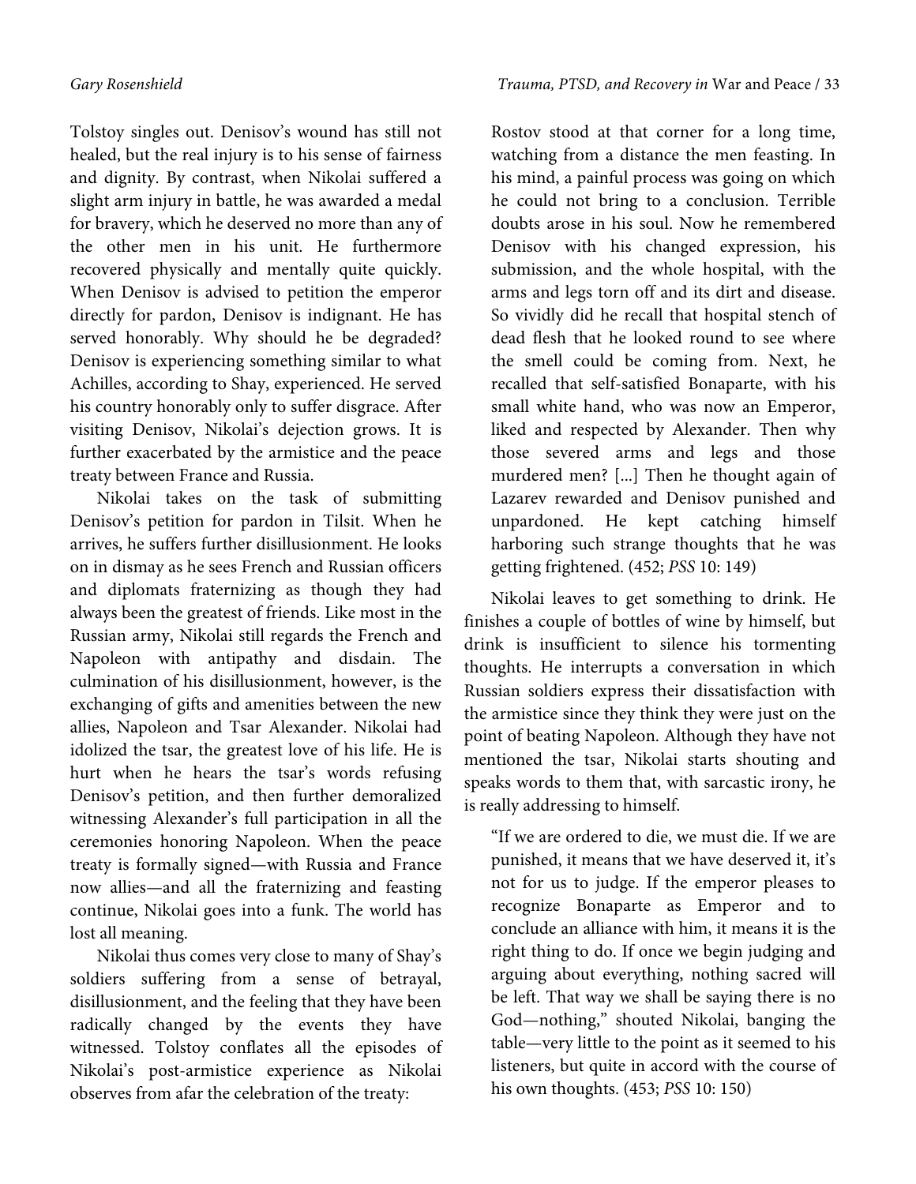Tolstoy singles out. Denisov's wound has still not healed, but the real injury is to his sense of fairness and dignity. By contrast, when Nikolai suffered a slight arm injury in battle, he was awarded a medal for bravery, which he deserved no more than any of the other men in his unit. He furthermore recovered physically and mentally quite quickly. When Denisov is advised to petition the emperor directly for pardon, Denisov is indignant. He has served honorably. Why should he be degraded? Denisov is experiencing something similar to what Achilles, according to Shay, experienced. He served his country honorably only to suffer disgrace. After visiting Denisov, Nikolai's dejection grows. It is further exacerbated by the armistice and the peace treaty between France and Russia.

Nikolai takes on the task of submitting Denisov's petition for pardon in Tilsit. When he arrives, he suffers further disillusionment. He looks on in dismay as he sees French and Russian officers and diplomats fraternizing as though they had always been the greatest of friends. Like most in the Russian army, Nikolai still regards the French and Napoleon with antipathy and disdain. The culmination of his disillusionment, however, is the exchanging of gifts and amenities between the new allies, Napoleon and Tsar Alexander. Nikolai had idolized the tsar, the greatest love of his life. He is hurt when he hears the tsar's words refusing Denisov's petition, and then further demoralized witnessing Alexander's full participation in all the ceremonies honoring Napoleon. When the peace treaty is formally signed—with Russia and France now allies—and all the fraternizing and feasting continue, Nikolai goes into a funk. The world has lost all meaning.

Nikolai thus comes very close to many of Shay's soldiers suffering from a sense of betrayal, disillusionment, and the feeling that they have been radically changed by the events they have witnessed. Tolstoy conflates all the episodes of Nikolai's post-armistice experience as Nikolai observes from afar the celebration of the treaty:

> Rostov stood at that corner for a long time, watching from a distance the men feasting. In his mind, a painful process was going on which he could not bring to a conclusion. Terrible doubts arose in his soul. Now he remembered Denisov with his changed expression, his submission, and the whole hospital, with the arms and legs torn off and its dirt and disease. So vividly did he recall that hospital stench of dead flesh that he looked round to see where the smell could be coming from. Next, he recalled that self-satisfied Bonaparte, with his small white hand, who was now an Emperor, liked and respected by Alexander. Then why those severed arms and legs and those murdered men? [...] Then he thought again of Lazarev rewarded and Denisov punished and unpardoned. He kept catching himself harboring such strange thoughts that he was getting frightened. (452; *PSS* 10: 149)

Nikolai leaves to get something to drink. He finishes a couple of bottles of wine by himself, but drink is insufficient to silence his tormenting thoughts. He interrupts a conversation in which Russian soldiers express their dissatisfaction with the armistice since they think they were just on the point of beating Napoleon. Although they have not mentioned the tsar, Nikolai starts shouting and speaks words to them that, with sarcastic irony, he is really addressing to himself.

> "If we are ordered to die, we must die. If we are punished, it means that we have deserved it, it's not for us to judge. If the emperor pleases to recognize Bonaparte as Emperor and to conclude an alliance with him, it means it is the right thing to do. If once we begin judging and arguing about everything, nothing sacred will be left. That way we shall be saying there is no God—nothing," shouted Nikolai, banging the table—very little to the point as it seemed to his listeners, but quite in accord with the course of his own thoughts. (453; *PSS* 10: 150)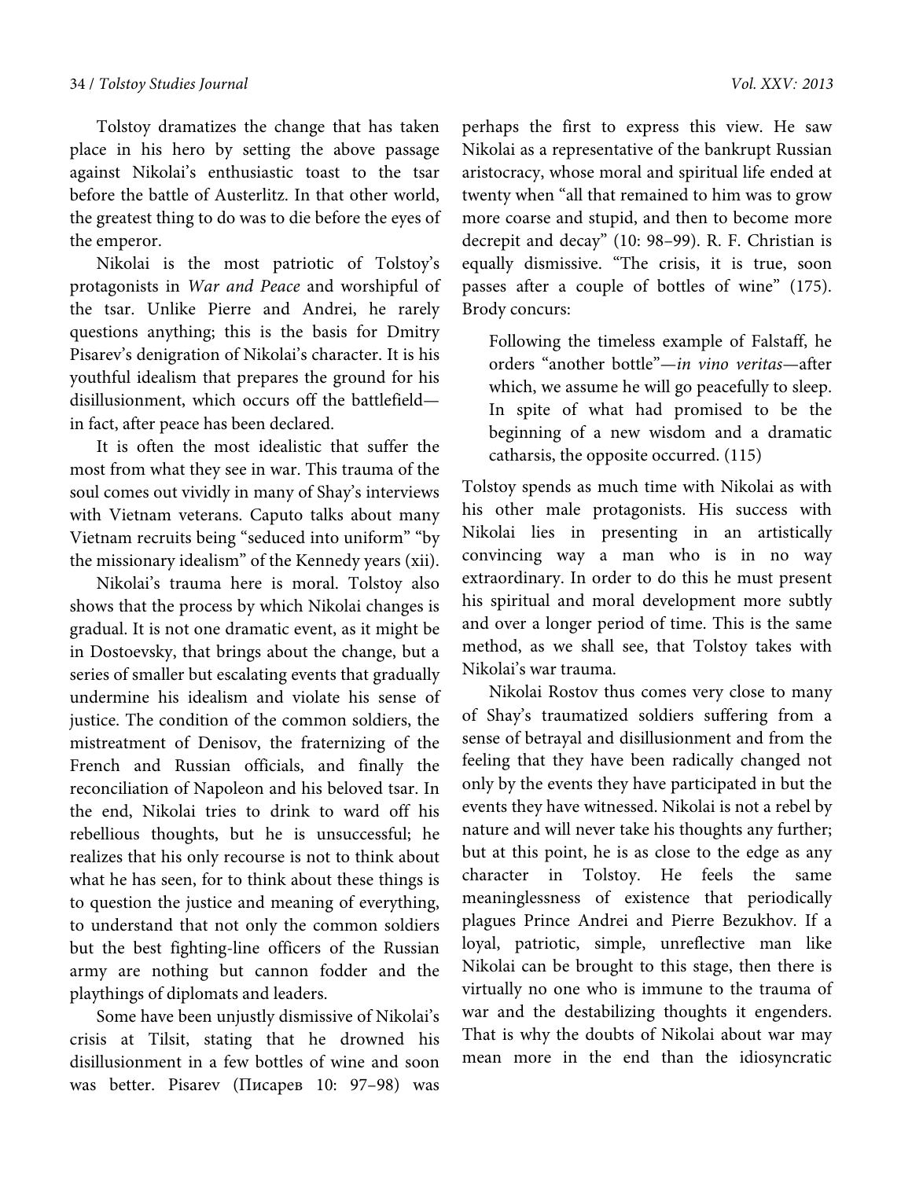Tolstoy dramatizes the change that has taken place in his hero by setting the above passage against Nikolai's enthusiastic toast to the tsar before the battle of Austerlitz. In that other world, the greatest thing to do was to die before the eyes of the emperor.

Nikolai is the most patriotic of Tolstoy's protagonists in *War and Peace* and worshipful of the tsar. Unlike Pierre and Andrei, he rarely questions anything; this is the basis for Dmitry Pisarev's denigration of Nikolai's character. It is his youthful idealism that prepares the ground for his disillusionment, which occurs off the battlefield—in fact, after peace has been declared.

It is often the most idealistic that suffer the most from what they see in war. This trauma of the soul comes out vividly in many of Shay's interviews with Vietnam veterans. Caputo talks about many Vietnam recruits being "seduced into uniform" "by the missionary idealism" of the Kennedy years (xii).

Nikolai's trauma here is moral. Tolstoy also shows that the process by which Nikolai changes is gradual. It is not one dramatic event, as it might be in Dostoevsky, that brings about the change, but a series of smaller but escalating events that gradually undermine his idealism and violate his sense of justice. The condition of the common soldiers, the mistreatment of Denisov, the fraternizing of the French and Russian officials, and finally the reconciliation of Napoleon and his beloved tsar. In the end, Nikolai tries to drink to ward off his rebellious thoughts, but he is unsuccessful; he realizes that his only recourse is not to think about what he has seen, for to think about these things is to question the justice and meaning of everything, to understand that not only the common soldiers but the best fighting-line officers of the Russian army are nothing but cannon fodder and the playthings of diplomats and leaders.

Some have been unjustly dismissive of Nikolai's crisis at Tilsit, stating that he drowned his disillusionment in a few bottles of wine and soon was better. Pisarev (Писарев 10: 97–98) was perhaps the first to express this view. He saw Nikolai as a representative of the bankrupt Russian aristocracy, whose moral and spiritual life ended at twenty when "all that remained to him was to grow more coarse and stupid, and then to become more decrepit and decay" (10: 98–99). R. F. Christian is equally dismissive. "The crisis, it is true, soon passes after a couple of bottles of wine" (175). Brody concurs:

> Following the timeless example of Falstaff, he orders "another bottle"—*in vino veritas*—after which, we assume he will go peacefully to sleep. In spite of what had promised to be the beginning of a new wisdom and a dramatic catharsis, the opposite occurred. (115)

Tolstoy spends as much time with Nikolai as with his other male protagonists. His success with Nikolai lies in presenting in an artistically convincing way a man who is in no way extraordinary. In order to do this he must present his spiritual and moral development more subtly and over a longer period of time. This is the same method, as we shall see, that Tolstoy takes with Nikolai's war trauma.

Nikolai Rostov thus comes very close to many of Shay's traumatized soldiers suffering from a sense of betrayal and disillusionment and from the feeling that they have been radically changed not only by the events they have participated in but the events they have witnessed. Nikolai is not a rebel by nature and will never take his thoughts any further; but at this point, he is as close to the edge as any character in Tolstoy. He feels the same meaninglessness of existence that periodically plagues Prince Andrei and Pierre Bezukhov. If a loyal, patriotic, simple, unreflective man like Nikolai can be brought to this stage, then there is virtually no one who is immune to the trauma of war and the destabilizing thoughts it engenders. That is why the doubts of Nikolai about war may mean more in the end than the idiosyncratic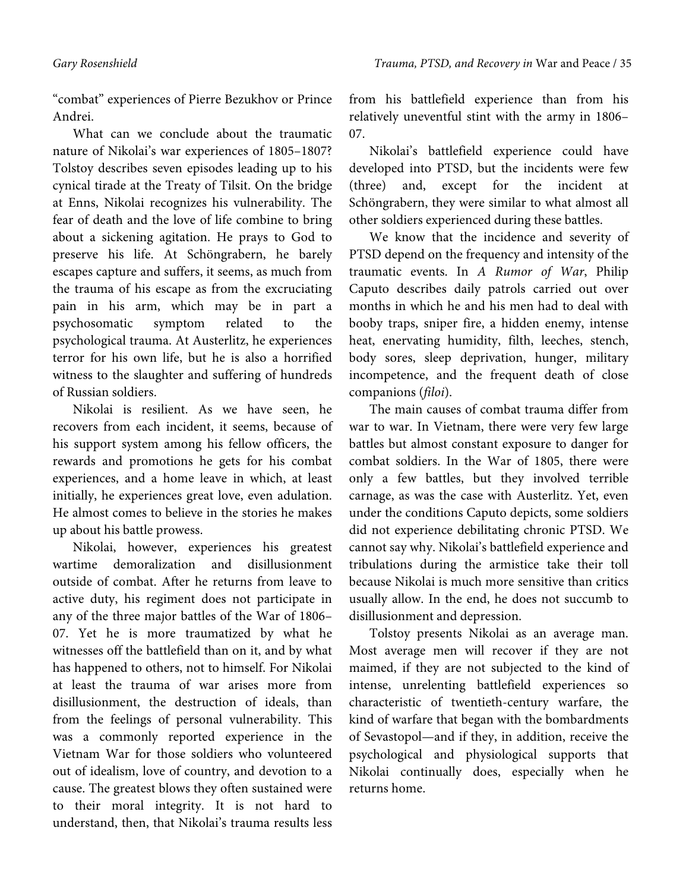"combat" experiences of Pierre Bezukhov or Prince Andrei.

What can we conclude about the traumatic nature of Nikolai's war experiences of 1805–1807? Tolstoy describes seven episodes leading up to his cynical tirade at the Treaty of Tilsit. On the bridge at Enns, Nikolai recognizes his vulnerability. The fear of death and the love of life combine to bring about a sickening agitation. He prays to God to preserve his life. At Schöngrabern, he barely escapes capture and suffers, it seems, as much from the trauma of his escape as from the excruciating pain in his arm, which may be in part a psychosomatic symptom related to the psychological trauma. At Austerlitz, he experiences terror for his own life, but he is also a horrified witness to the slaughter and suffering of hundreds of Russian soldiers.

Nikolai is resilient. As we have seen, he recovers from each incident, it seems, because of his support system among his fellow officers, the rewards and promotions he gets for his combat experiences, and a home leave in which, at least initially, he experiences great love, even adulation. He almost comes to believe in the stories he makes up about his battle prowess.

Nikolai, however, experiences his greatest wartime demoralization and disillusionment outside of combat. After he returns from leave to active duty, his regiment does not participate in any of the three major battles of the War of 1806–07. Yet he is more traumatized by what he witnesses off the battlefield than on it, and by what has happened to others, not to himself. For Nikolai at least the trauma of war arises more from disillusionment, the destruction of ideals, than from the feelings of personal vulnerability. This was a commonly reported experience in the Vietnam War for those soldiers who volunteered out of idealism, love of country, and devotion to a cause. The greatest blows they often sustained were to their moral integrity. It is not hard to understand, then, that Nikolai's trauma results less from his battlefield experience than from his relatively uneventful stint with the army in 1806–07.

Nikolai's battlefield experience could have developed into PTSD, but the incidents were few (three) and, except for the incident at Schöngrabern, they were similar to what almost all other soldiers experienced during these battles.

We know that the incidence and severity of PTSD depend on the frequency and intensity of the traumatic events. In *A Rumor of War*, Philip Caputo describes daily patrols carried out over months in which he and his men had to deal with booby traps, sniper fire, a hidden enemy, intense heat, enervating humidity, filth, leeches, stench, body sores, sleep deprivation, hunger, military incompetence, and the frequent death of close companions (*filoi*).

The main causes of combat trauma differ from war to war. In Vietnam, there were very few large battles but almost constant exposure to danger for combat soldiers. In the War of 1805, there were only a few battles, but they involved terrible carnage, as was the case with Austerlitz. Yet, even under the conditions Caputo depicts, some soldiers did not experience debilitating chronic PTSD. We cannot say why. Nikolai's battlefield experience and tribulations during the armistice take their toll because Nikolai is much more sensitive than critics usually allow. In the end, he does not succumb to disillusionment and depression.

Tolstoy presents Nikolai as an average man. Most average men will recover if they are not maimed, if they are not subjected to the kind of intense, unrelenting battlefield experiences so characteristic of twentieth-century warfare, the kind of warfare that began with the bombardments of Sevastopol—and if they, in addition, receive the psychological and physiological supports that Nikolai continually does, especially when he returns home.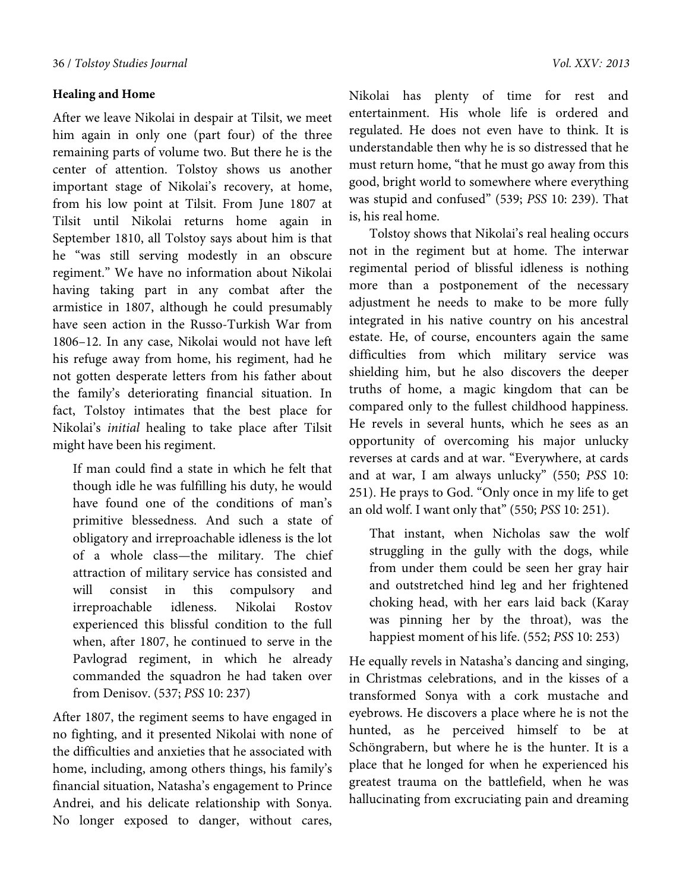**Healing and Home**

After we leave Nikolai in despair at Tilsit, we meet him again in only one (part four) of the three remaining parts of volume two. But there he is the center of attention. Tolstoy shows us another important stage of Nikolai's recovery, at home, from his low point at Tilsit. From June 1807 at Tilsit until Nikolai returns home again in September 1810, all Tolstoy says about him is that he "was still serving modestly in an obscure regiment." We have no information about Nikolai having taking part in any combat after the armistice in 1807, although he could presumably have seen action in the Russo-Turkish War from 1806–12. In any case, Nikolai would not have left his refuge away from home, his regiment, had he not gotten desperate letters from his father about the family's deteriorating financial situation. In fact, Tolstoy intimates that the best place for Nikolai's *initial* healing to take place after Tilsit might have been his regiment.

> If man could find a state in which he felt that though idle he was fulfilling his duty, he would have found one of the conditions of man's primitive blessedness. And such a state of obligatory and irreproachable idleness is the lot of a whole class—the military. The chief attraction of military service has consisted and will consist in this compulsory and irreproachable idleness. Nikolai Rostov experienced this blissful condition to the full when, after 1807, he continued to serve in the Pavlograd regiment, in which he already commanded the squadron he had taken over from Denisov. (537; *PSS* 10: 237)

After 1807, the regiment seems to have engaged in no fighting, and it presented Nikolai with none of the difficulties and anxieties that he associated with home, including, among others things, his family's financial situation, Natasha's engagement to Prince Andrei, and his delicate relationship with Sonya. No longer exposed to danger, without cares, Nikolai has plenty of time for rest and entertainment. His whole life is ordered and regulated. He does not even have to think. It is understandable then why he is so distressed that he must return home, "that he must go away from this good, bright world to somewhere where everything was stupid and confused" (539; *PSS* 10: 239). That is, his real home.

Tolstoy shows that Nikolai's real healing occurs not in the regiment but at home. The interwar regimental period of blissful idleness is nothing more than a postponement of the necessary adjustment he needs to make to be more fully integrated in his native country on his ancestral estate. He, of course, encounters again the same difficulties from which military service was shielding him, but he also discovers the deeper truths of home, a magic kingdom that can be compared only to the fullest childhood happiness. He revels in several hunts, which he sees as an opportunity of overcoming his major unlucky reverses at cards and at war. "Everywhere, at cards and at war, I am always unlucky" (550; *PSS* 10: 251). He prays to God. "Only once in my life to get an old wolf. I want only that" (550; *PSS* 10: 251).

> That instant, when Nicholas saw the wolf struggling in the gully with the dogs, while from under them could be seen her gray hair and outstretched hind leg and her frightened choking head, with her ears laid back (Karay was pinning her by the throat), was the happiest moment of his life. (552; *PSS* 10: 253)

He equally revels in Natasha's dancing and singing, in Christmas celebrations, and in the kisses of a transformed Sonya with a cork mustache and eyebrows. He discovers a place where he is not the hunted, as he perceived himself to be at Schöngrabern, but where he is the hunter. It is a place that he longed for when he experienced his greatest trauma on the battlefield, when he was hallucinating from excruciating pain and dreaming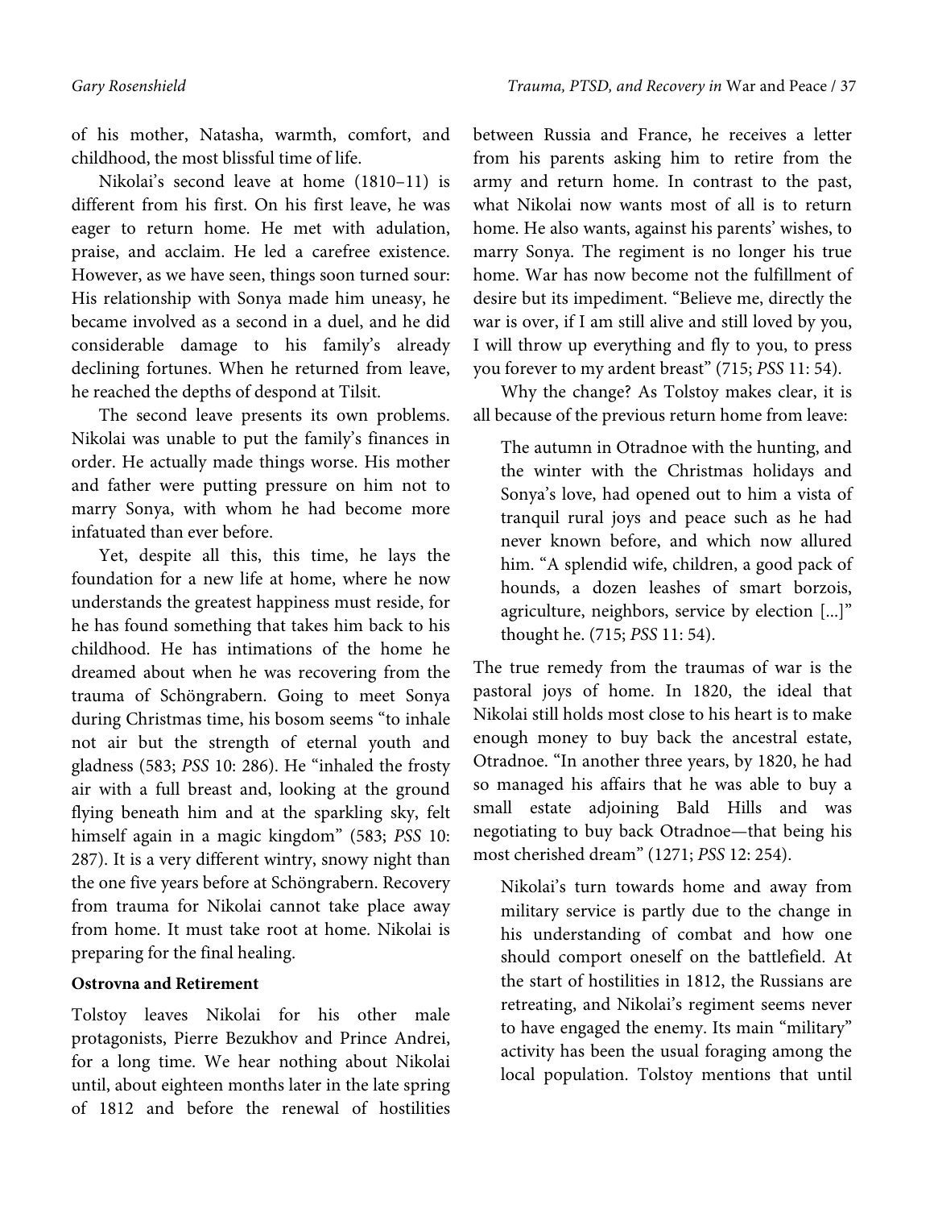of his mother, Natasha, warmth, comfort, and childhood, the most blissful time of life.

Nikolai's second leave at home (1810–11) is different from his first. On his first leave, he was eager to return home. He met with adulation, praise, and acclaim. He led a carefree existence. However, as we have seen, things soon turned sour: His relationship with Sonya made him uneasy, he became involved as a second in a duel, and he did considerable damage to his family's already declining fortunes. When he returned from leave, he reached the depths of despond at Tilsit.

The second leave presents its own problems. Nikolai was unable to put the family's finances in order. He actually made things worse. His mother and father were putting pressure on him not to marry Sonya, with whom he had become more infatuated than ever before.

Yet, despite all this, this time, he lays the foundation for a new life at home, where he now understands the greatest happiness must reside, for he has found something that takes him back to his childhood. He has intimations of the home he dreamed about when he was recovering from the trauma of Schöngrabern. Going to meet Sonya during Christmas time, his bosom seems "to inhale not air but the strength of eternal youth and gladness (583; *PSS* 10: 286). He "inhaled the frosty air with a full breast and, looking at the ground flying beneath him and at the sparkling sky, felt himself again in a magic kingdom" (583; *PSS* 10: 287). It is a very different wintry, snowy night than the one five years before at Schöngrabern. Recovery from trauma for Nikolai cannot take place away from home. It must take root at home. Nikolai is preparing for the final healing.

**Ostrovna and Retirement**

Tolstoy leaves Nikolai for his other male protagonists, Pierre Bezukhov and Prince Andrei, for a long time. We hear nothing about Nikolai until, about eighteen months later in the late spring of 1812 and before the renewal of hostilities between Russia and France, he receives a letter from his parents asking him to retire from the army and return home. In contrast to the past, what Nikolai now wants most of all is to return home. He also wants, against his parents' wishes, to marry Sonya. The regiment is no longer his true home. War has now become not the fulfillment of desire but its impediment. "Believe me, directly the war is over, if I am still alive and still loved by you, I will throw up everything and fly to you, to press you forever to my ardent breast" (715; *PSS* 11: 54).

Why the change? As Tolstoy makes clear, it is all because of the previous return home from leave:

> The autumn in Otradnoe with the hunting, and the winter with the Christmas holidays and Sonya's love, had opened out to him a vista of tranquil rural joys and peace such as he had never known before, and which now allured him. "A splendid wife, children, a good pack of hounds, a dozen leashes of smart borzois, agriculture, neighbors, service by election [...]" thought he. (715; *PSS* 11: 54).

The true remedy from the traumas of war is the pastoral joys of home. In 1820, the ideal that Nikolai still holds most close to his heart is to make enough money to buy back the ancestral estate, Otradnoe. "In another three years, by 1820, he had so managed his affairs that he was able to buy a small estate adjoining Bald Hills and was negotiating to buy back Otradnoe—that being his most cherished dream" (1271; *PSS* 12: 254).

> Nikolai's turn towards home and away from military service is partly due to the change in his understanding of combat and how one should comport oneself on the battlefield. At the start of hostilities in 1812, the Russians are retreating, and Nikolai's regiment seems never to have engaged the enemy. Its main "military" activity has been the usual foraging among the local population. Tolstoy mentions that until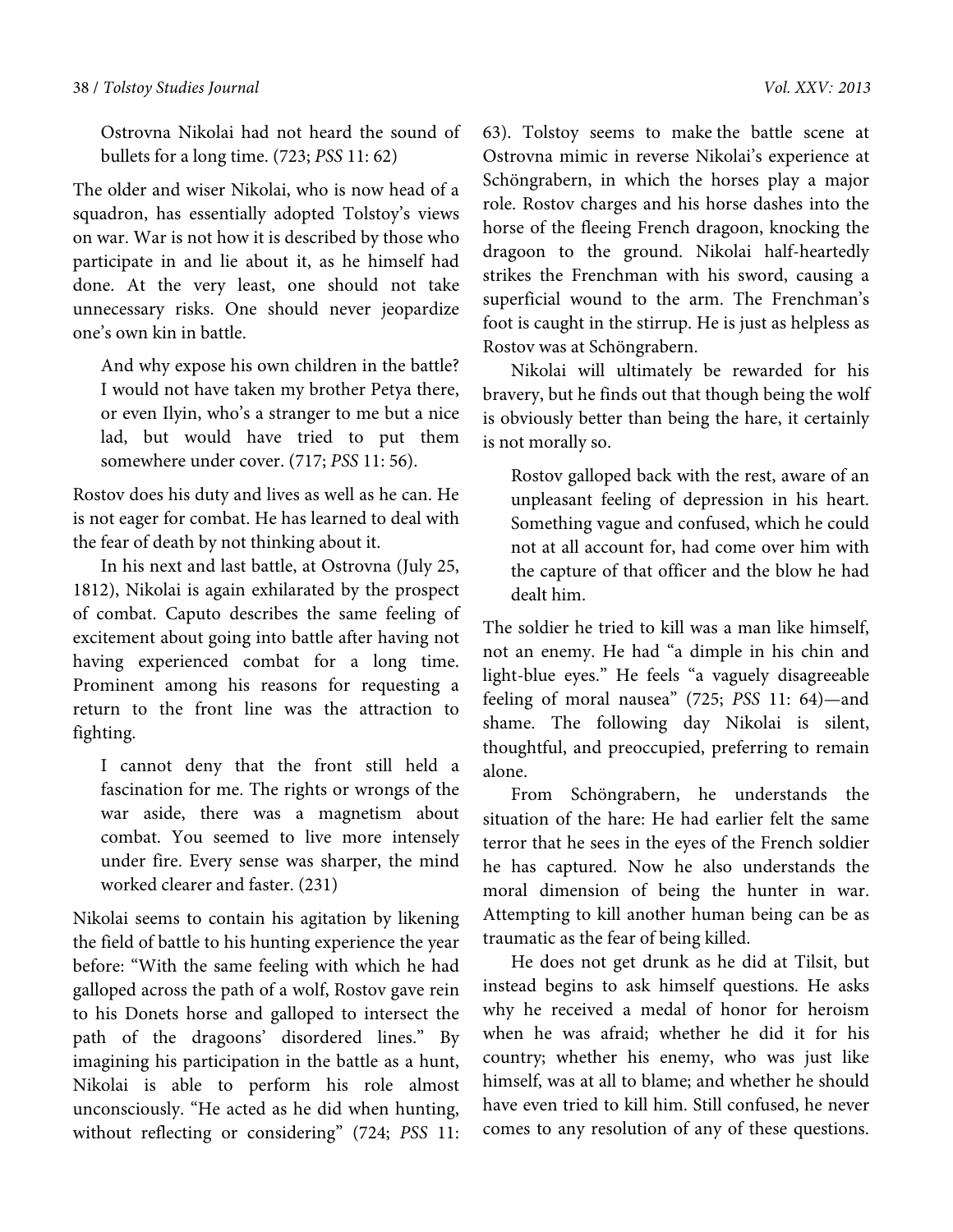Ostrovna Nikolai had not heard the sound of bullets for a long time. (723; *PSS* 11: 62)

The older and wiser Nikolai, who is now head of a squadron, has essentially adopted Tolstoy's views on war. War is not how it is described by those who participate in and lie about it, as he himself had done. At the very least, one should not take unnecessary risks. One should never jeopardize one's own kin in battle.

> And why expose his own children in the battle? I would not have taken my brother Petya there, or even Ilyin, who's a stranger to me but a nice lad, but would have tried to put them somewhere under cover. (717; *PSS* 11: 56).

Rostov does his duty and lives as well as he can. He is not eager for combat. He has learned to deal with the fear of death by not thinking about it.

In his next and last battle, at Ostrovna (July 25, 1812), Nikolai is again exhilarated by the prospect of combat. Caputo describes the same feeling of excitement about going into battle after having not having experienced combat for a long time. Prominent among his reasons for requesting a return to the front line was the attraction to fighting.

> I cannot deny that the front still held a fascination for me. The rights or wrongs of the war aside, there was a magnetism about combat. You seemed to live more intensely under fire. Every sense was sharper, the mind worked clearer and faster. (231)

Nikolai seems to contain his agitation by likening the field of battle to his hunting experience the year before: "With the same feeling with which he had galloped across the path of a wolf, Rostov gave rein to his Donets horse and galloped to intersect the path of the dragoons' disordered lines." By imagining his participation in the battle as a hunt, Nikolai is able to perform his role almost unconsciously. "He acted as he did when hunting, without reflecting or considering" (724; *PSS* 11: 63). Tolstoy seems to make the battle scene at Ostrovna mimic in reverse Nikolai's experience at Schöngrabern, in which the horses play a major role. Rostov charges and his horse dashes into the horse of the fleeing French dragoon, knocking the dragoon to the ground. Nikolai half-heartedly strikes the Frenchman with his sword, causing a superficial wound to the arm. The Frenchman's foot is caught in the stirrup. He is just as helpless as Rostov was at Schöngrabern.

Nikolai will ultimately be rewarded for his bravery, but he finds out that though being the wolf is obviously better than being the hare, it certainly is not morally so.

> Rostov galloped back with the rest, aware of an unpleasant feeling of depression in his heart. Something vague and confused, which he could not at all account for, had come over him with the capture of that officer and the blow he had dealt him.

The soldier he tried to kill was a man like himself, not an enemy. He had "a dimple in his chin and light-blue eyes." He feels "a vaguely disagreeable feeling of moral nausea" (725; *PSS* 11: 64)—and shame. The following day Nikolai is silent, thoughtful, and preoccupied, preferring to remain alone.

From Schöngrabern, he understands the situation of the hare: He had earlier felt the same terror that he sees in the eyes of the French soldier he has captured. Now he also understands the moral dimension of being the hunter in war. Attempting to kill another human being can be as traumatic as the fear of being killed.

He does not get drunk as he did at Tilsit, but instead begins to ask himself questions. He asks why he received a medal of honor for heroism when he was afraid; whether he did it for his country; whether his enemy, who was just like himself, was at all to blame; and whether he should have even tried to kill him. Still confused, he never comes to any resolution of any of these questions.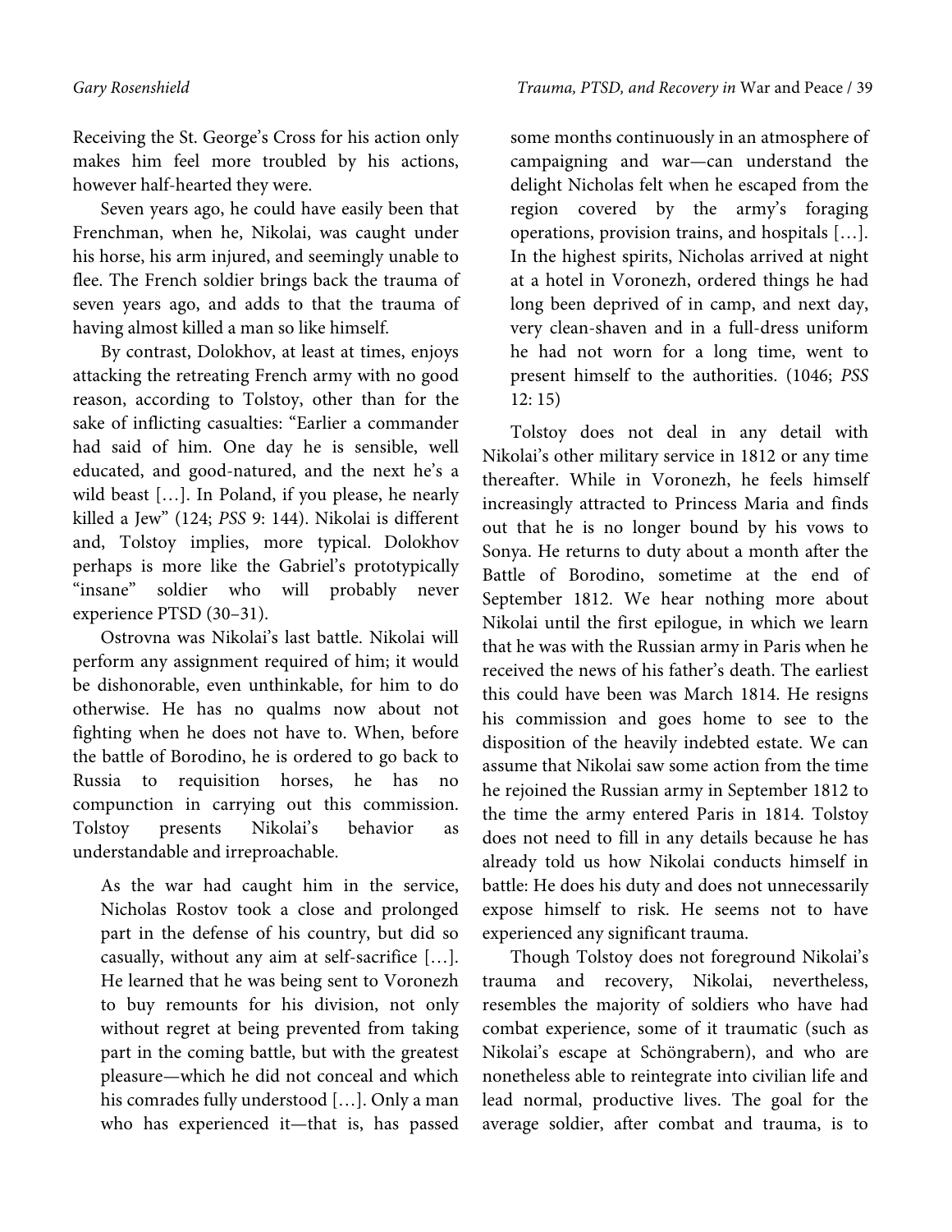Receiving the St. George's Cross for his action only makes him feel more troubled by his actions, however half-hearted they were.

Seven years ago, he could have easily been that Frenchman, when he, Nikolai, was caught under his horse, his arm injured, and seemingly unable to flee. The French soldier brings back the trauma of seven years ago, and adds to that the trauma of having almost killed a man so like himself.

By contrast, Dolokhov, at least at times, enjoys attacking the retreating French army with no good reason, according to Tolstoy, other than for the sake of inflicting casualties: "Earlier a commander had said of him. One day he is sensible, well educated, and good-natured, and the next he's a wild beast […]. In Poland, if you please, he nearly killed a Jew" (124; *PSS* 9: 144). Nikolai is different and, Tolstoy implies, more typical. Dolokhov perhaps is more like the Gabriel's prototypically "insane" soldier who will probably never experience PTSD (30–31).

Ostrovna was Nikolai's last battle. Nikolai will perform any assignment required of him; it would be dishonorable, even unthinkable, for him to do otherwise. He has no qualms now about not fighting when he does not have to. When, before the battle of Borodino, he is ordered to go back to Russia to requisition horses, he has no compunction in carrying out this commission. Tolstoy presents Nikolai's behavior as understandable and irreproachable.

> As the war had caught him in the service, Nicholas Rostov took a close and prolonged part in the defense of his country, but did so casually, without any aim at self-sacrifice […]. He learned that he was being sent to Voronezh to buy remounts for his division, not only without regret at being prevented from taking part in the coming battle, but with the greatest pleasure—which he did not conceal and which his comrades fully understood […]. Only a man who has experienced it—that is, has passed some months continuously in an atmosphere of campaigning and war—can understand the delight Nicholas felt when he escaped from the region covered by the army's foraging operations, provision trains, and hospitals […]. In the highest spirits, Nicholas arrived at night at a hotel in Voronezh, ordered things he had long been deprived of in camp, and next day, very clean-shaven and in a full-dress uniform he had not worn for a long time, went to present himself to the authorities. (1046; *PSS* 12: 15)

Tolstoy does not deal in any detail with Nikolai's other military service in 1812 or any time thereafter. While in Voronezh, he feels himself increasingly attracted to Princess Maria and finds out that he is no longer bound by his vows to Sonya. He returns to duty about a month after the Battle of Borodino, sometime at the end of September 1812. We hear nothing more about Nikolai until the first epilogue, in which we learn that he was with the Russian army in Paris when he received the news of his father's death. The earliest this could have been was March 1814. He resigns his commission and goes home to see to the disposition of the heavily indebted estate. We can assume that Nikolai saw some action from the time he rejoined the Russian army in September 1812 to the time the army entered Paris in 1814. Tolstoy does not need to fill in any details because he has already told us how Nikolai conducts himself in battle: He does his duty and does not unnecessarily expose himself to risk. He seems not to have experienced any significant trauma.

Though Tolstoy does not foreground Nikolai's trauma and recovery, Nikolai, nevertheless, resembles the majority of soldiers who have had combat experience, some of it traumatic (such as Nikolai's escape at Schöngrabern), and who are nonetheless able to reintegrate into civilian life and lead normal, productive lives. The goal for the average soldier, after combat and trauma, is to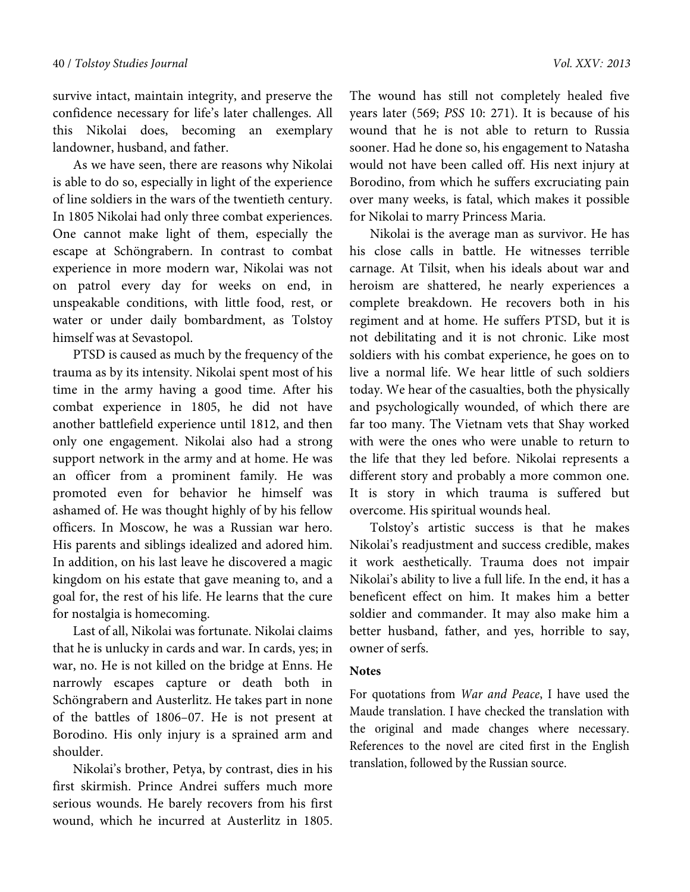survive intact, maintain integrity, and preserve the confidence necessary for life's later challenges. All this Nikolai does, becoming an exemplary landowner, husband, and father.

As we have seen, there are reasons why Nikolai is able to do so, especially in light of the experience of line soldiers in the wars of the twentieth century. In 1805 Nikolai had only three combat experiences. One cannot make light of them, especially the escape at Schöngrabern. In contrast to combat experience in more modern war, Nikolai was not on patrol every day for weeks on end, in unspeakable conditions, with little food, rest, or water or under daily bombardment, as Tolstoy himself was at Sevastopol.

PTSD is caused as much by the frequency of the trauma as by its intensity. Nikolai spent most of his time in the army having a good time. After his combat experience in 1805, he did not have another battlefield experience until 1812, and then only one engagement. Nikolai also had a strong support network in the army and at home. He was an officer from a prominent family. He was promoted even for behavior he himself was ashamed of. He was thought highly of by his fellow officers. In Moscow, he was a Russian war hero. His parents and siblings idealized and adored him. In addition, on his last leave he discovered a magic kingdom on his estate that gave meaning to, and a goal for, the rest of his life. He learns that the cure for nostalgia is homecoming.

Last of all, Nikolai was fortunate. Nikolai claims that he is unlucky in cards and war. In cards, yes; in war, no. He is not killed on the bridge at Enns. He narrowly escapes capture or death both in Schöngrabern and Austerlitz. He takes part in none of the battles of 1806–07. He is not present at Borodino. His only injury is a sprained arm and shoulder.

Nikolai's brother, Petya, by contrast, dies in his first skirmish. Prince Andrei suffers much more serious wounds. He barely recovers from his first wound, which he incurred at Austerlitz in 1805. The wound has still not completely healed five years later (569; *PSS* 10: 271). It is because of his wound that he is not able to return to Russia sooner. Had he done so, his engagement to Natasha would not have been called off. His next injury at Borodino, from which he suffers excruciating pain over many weeks, is fatal, which makes it possible for Nikolai to marry Princess Maria.

Nikolai is the average man as survivor. He has his close calls in battle. He witnesses terrible carnage. At Tilsit, when his ideals about war and heroism are shattered, he nearly experiences a complete breakdown. He recovers both in his regiment and at home. He suffers PTSD, but it is not debilitating and it is not chronic. Like most soldiers with his combat experience, he goes on to live a normal life. We hear little of such soldiers today. We hear of the casualties, both the physically and psychologically wounded, of which there are far too many. The Vietnam vets that Shay worked with were the ones who were unable to return to the life that they led before. Nikolai represents a different story and probably a more common one. It is story in which trauma is suffered but overcome. His spiritual wounds heal.

Tolstoy's artistic success is that he makes Nikolai's readjustment and success credible, makes it work aesthetically. Trauma does not impair Nikolai's ability to live a full life. In the end, it has a beneficent effect on him. It makes him a better soldier and commander. It may also make him a better husband, father, and yes, horrible to say, owner of serfs.

**Notes**

For quotations from *War and Peace*, I have used the Maude translation. I have checked the translation with the original and made changes where necessary. References to the novel are cited first in the English translation, followed by the Russian source.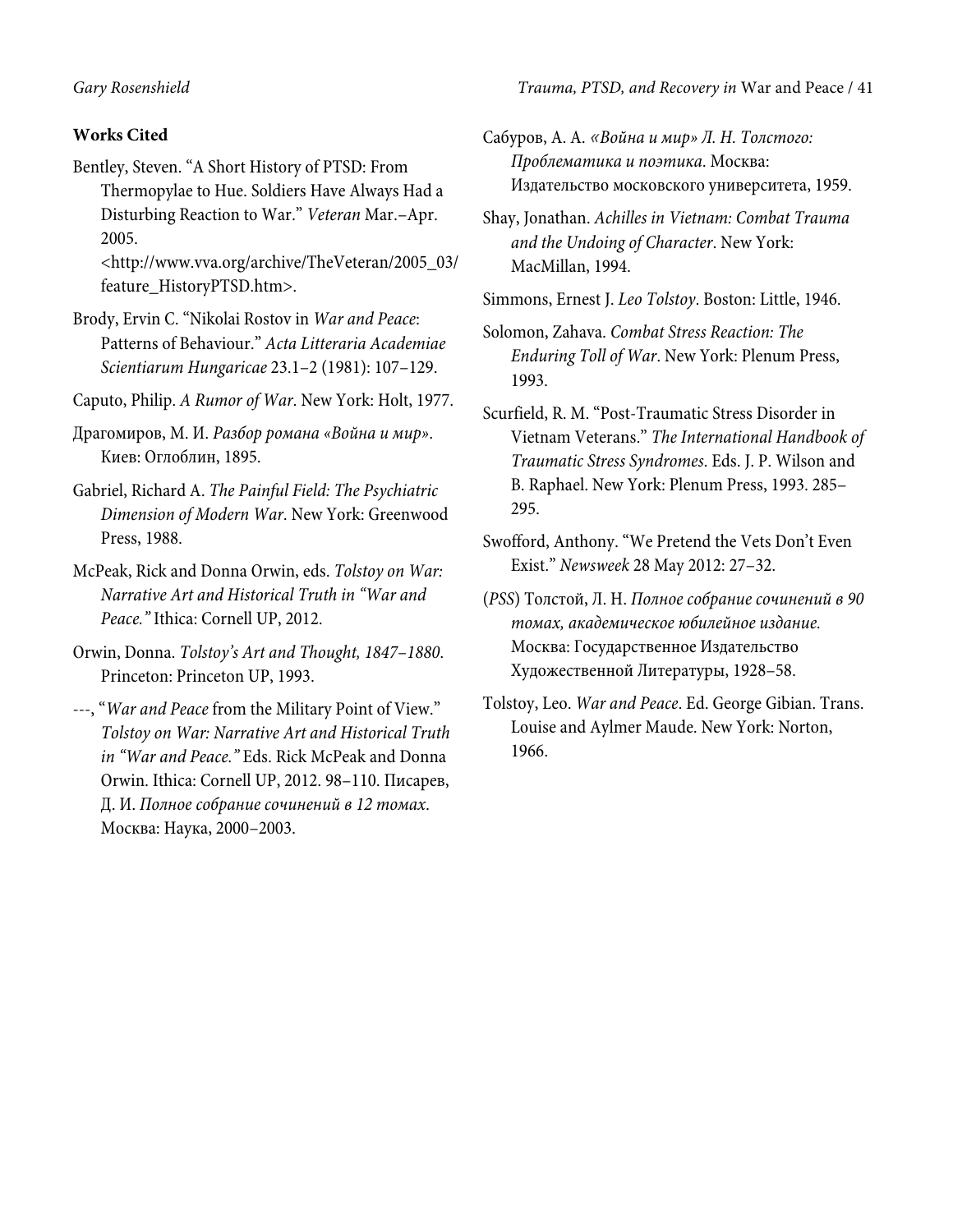## Works Cited

Bentley, Steven. "A Short History of PTSD: From Thermopylae to Hue. Soldiers Have Always Had a Disturbing Reaction to War." *Veteran* Mar.–Apr. 2005. <http://www.vva.org/archive/TheVeteran/2005_03/feature_HistoryPTSD.htm>.

Brody, Ervin C. "Nikolai Rostov in *War and Peace*: Patterns of Behaviour." *Acta Litteraria Academiae Scientiarum Hungaricae* 23.1–2 (1981): 107–129.

Caputo, Philip. *A Rumor of War*. New York: Holt, 1977.

Драгомиров, М. И. *Разбор романа «Война и мир»*. Киев: Оглоблин, 1895.

Gabriel, Richard A. *The Painful Field: The Psychiatric Dimension of Modern War*. New York: Greenwood Press, 1988.

McPeak, Rick and Donna Orwin, eds. *Tolstoy on War: Narrative Art and Historical Truth in "War and Peace."* Ithica: Cornell UP, 2012.

Orwin, Donna. *Tolstoy's Art and Thought, 1847–1880*. Princeton: Princeton UP, 1993.

---, "*War and Peace* from the Military Point of View." *Tolstoy on War: Narrative Art and Historical Truth in "War and Peace."* Eds. Rick McPeak and Donna Orwin. Ithica: Cornell UP, 2012. 98–110. Писарев, Д. И. *Полное собрание сочинений в 12 томах*. Москва: Наука, 2000–2003.

Сабуров, А. А. *«Война и мир» Л. Н. Толстого: Проблематика и поэтика*. Москва: Издательство московского университета, 1959.

Shay, Jonathan. *Achilles in Vietnam: Combat Trauma and the Undoing of Character*. New York: MacMillan, 1994.

Simmons, Ernest J. *Leo Tolstoy*. Boston: Little, 1946.

Solomon, Zahava. *Combat Stress Reaction: The Enduring Toll of War*. New York: Plenum Press, 1993.

Scurfield, R. M. "Post-Traumatic Stress Disorder in Vietnam Veterans." *The International Handbook of Traumatic Stress Syndromes*. Eds. J. P. Wilson and B. Raphael. New York: Plenum Press, 1993. 285–295.

Swofford, Anthony. "We Pretend the Vets Don't Even Exist." *Newsweek* 28 May 2012: 27–32.

(*PSS*) Толстой, Л. Н. *Полное собрание сочинений в 90 томах, академическое юбилейное издание.* Москва: Государственное Издательство Художественной Литературы, 1928–58.

Tolstoy, Leo. *War and Peace*. Ed. George Gibian. Trans. Louise and Aylmer Maude. New York: Norton, 1966.